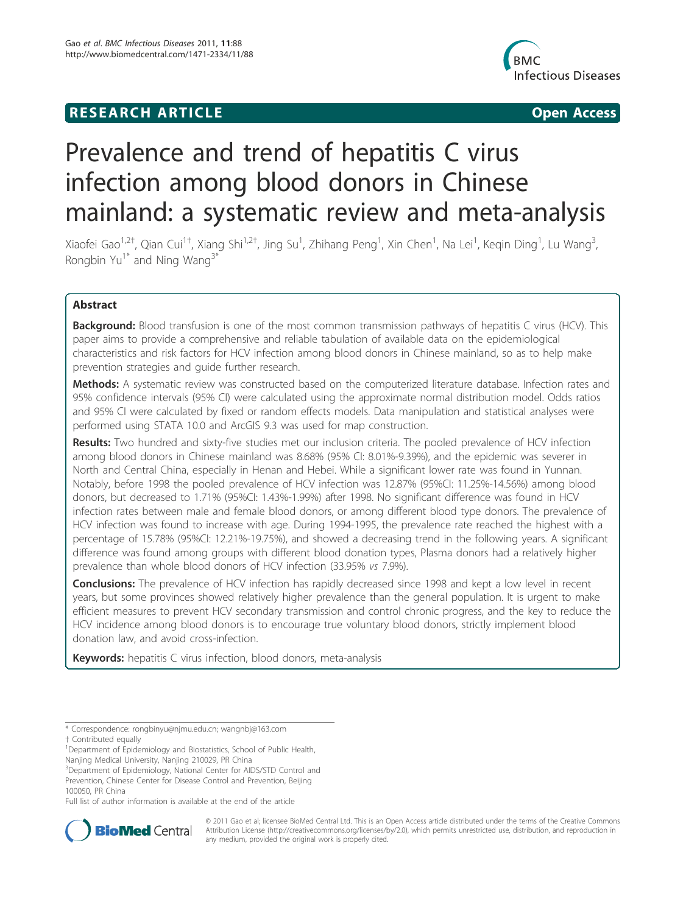**RESEARCH ARTICLE** **Open Access**

# Prevalence and trend of hepatitis C virus infection among blood donors in Chinese mainland: a systematic review and meta-analysis

Xiaofei Gao[1,2†], Qian Cui[1†], Xiang Shi[1,2†], Jing Su[1], Zhihang Peng[1], Xin Chen[1], Na Lei[1], Keqin Ding[1], Lu Wang[3], Rongbin Yu[1*] and Ning Wang[3*]

## Abstract

**Background:** Blood transfusion is one of the most common transmission pathways of hepatitis C virus (HCV). This paper aims to provide a comprehensive and reliable tabulation of available data on the epidemiological characteristics and risk factors for HCV infection among blood donors in Chinese mainland, so as to help make prevention strategies and guide further research.

**Methods:** A systematic review was constructed based on the computerized literature database. Infection rates and 95% confidence intervals (95% CI) were calculated using the approximate normal distribution model. Odds ratios and 95% CI were calculated by fixed or random effects models. Data manipulation and statistical analyses were performed using STATA 10.0 and ArcGIS 9.3 was used for map construction.

**Results:** Two hundred and sixty-five studies met our inclusion criteria. The pooled prevalence of HCV infection among blood donors in Chinese mainland was 8.68% (95% CI: 8.01%-9.39%), and the epidemic was severer in North and Central China, especially in Henan and Hebei. While a significant lower rate was found in Yunnan. Notably, before 1998 the pooled prevalence of HCV infection was 12.87% (95%CI: 11.25%-14.56%) among blood donors, but decreased to 1.71% (95%CI: 1.43%-1.99%) after 1998. No significant difference was found in HCV infection rates between male and female blood donors, or among different blood type donors. The prevalence of HCV infection was found to increase with age. During 1994-1995, the prevalence rate reached the highest with a percentage of 15.78% (95%CI: 12.21%-19.75%), and showed a decreasing trend in the following years. A significant difference was found among groups with different blood donation types, Plasma donors had a relatively higher prevalence than whole blood donors of HCV infection (33.95% *vs* 7.9%).

**Conclusions:** The prevalence of HCV infection has rapidly decreased since 1998 and kept a low level in recent years, but some provinces showed relatively higher prevalence than the general population. It is urgent to make efficient measures to prevent HCV secondary transmission and control chronic progress, and the key to reduce the HCV incidence among blood donors is to encourage true voluntary blood donors, strictly implement blood donation law, and avoid cross-infection.

**Keywords:** hepatitis C virus infection, blood donors, meta-analysis

---

* Correspondence: rongbinyu@njmu.edu.cn; wangnbj@163.com
† Contributed equally
[1]Department of Epidemiology and Biostatistics, School of Public Health, Nanjing Medical University, Nanjing 210029, PR China
[3]Department of Epidemiology, National Center for AIDS/STD Control and Prevention, Chinese Center for Disease Control and Prevention, Beijing 100050, PR China
Full list of author information is available at the end of the article

© 2011 Gao et al; licensee BioMed Central Ltd. This is an Open Access article distributed under the terms of the Creative Commons Attribution License (http://creativecommons.org/licenses/by/2.0), which permits unrestricted use, distribution, and reproduction in any medium, provided the original work is properly cited.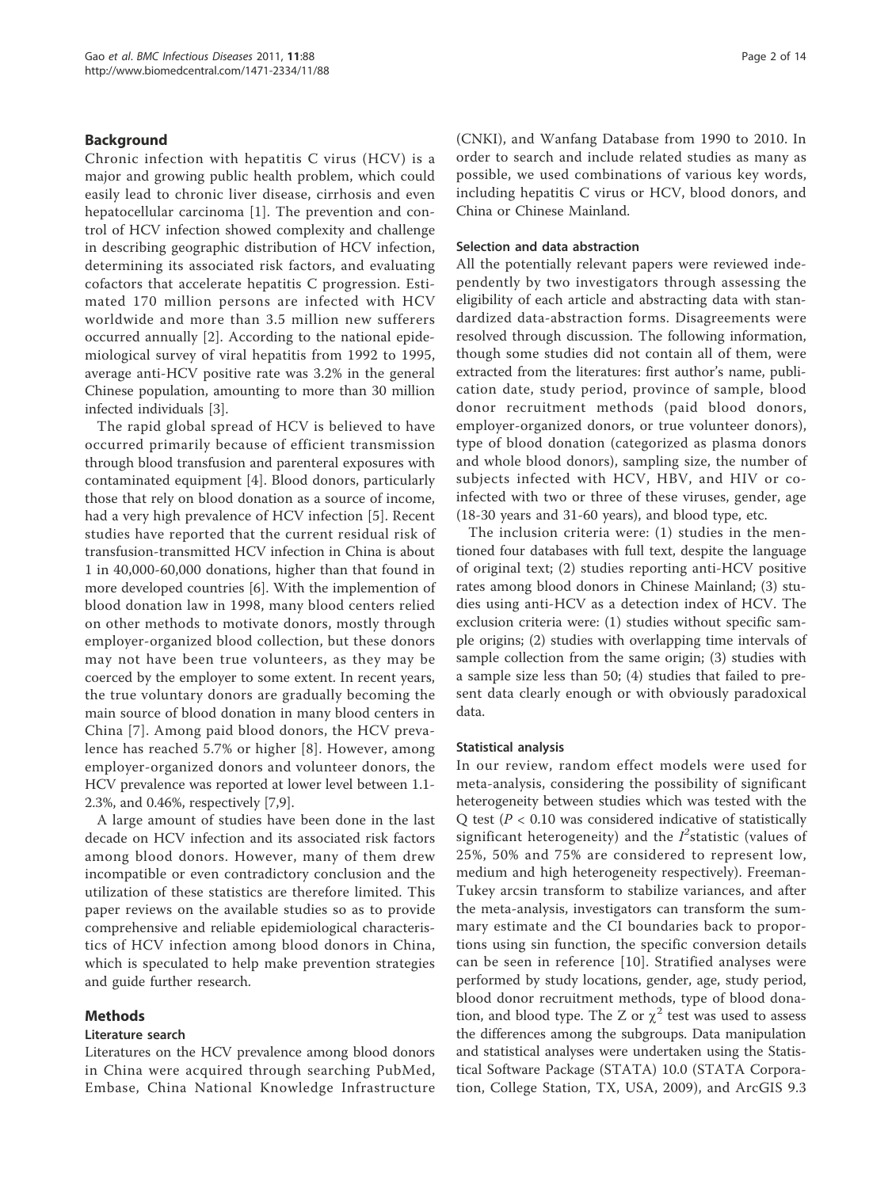## Background

Chronic infection with hepatitis C virus (HCV) is a major and growing public health problem, which could easily lead to chronic liver disease, cirrhosis and even hepatocellular carcinoma [1]. The prevention and control of HCV infection showed complexity and challenge in describing geographic distribution of HCV infection, determining its associated risk factors, and evaluating cofactors that accelerate hepatitis C progression. Estimated 170 million persons are infected with HCV worldwide and more than 3.5 million new sufferers occurred annually [2]. According to the national epidemiological survey of viral hepatitis from 1992 to 1995, average anti-HCV positive rate was 3.2% in the general Chinese population, amounting to more than 30 million infected individuals [3].

The rapid global spread of HCV is believed to have occurred primarily because of efficient transmission through blood transfusion and parenteral exposures with contaminated equipment [4]. Blood donors, particularly those that rely on blood donation as a source of income, had a very high prevalence of HCV infection [5]. Recent studies have reported that the current residual risk of transfusion-transmitted HCV infection in China is about 1 in 40,000-60,000 donations, higher than that found in more developed countries [6]. With the implemention of blood donation law in 1998, many blood centers relied on other methods to motivate donors, mostly through employer-organized blood collection, but these donors may not have been true volunteers, as they may be coerced by the employer to some extent. In recent years, the true voluntary donors are gradually becoming the main source of blood donation in many blood centers in China [7]. Among paid blood donors, the HCV prevalence has reached 5.7% or higher [8]. However, among employer-organized donors and volunteer donors, the HCV prevalence was reported at lower level between 1.1-2.3%, and 0.46%, respectively [7,9].

A large amount of studies have been done in the last decade on HCV infection and its associated risk factors among blood donors. However, many of them drew incompatible or even contradictory conclusion and the utilization of these statistics are therefore limited. This paper reviews on the available studies so as to provide comprehensive and reliable epidemiological characteristics of HCV infection among blood donors in China, which is speculated to help make prevention strategies and guide further research.

## Methods

### Literature search

Literatures on the HCV prevalence among blood donors in China were acquired through searching PubMed, Embase, China National Knowledge Infrastructure (CNKI), and Wanfang Database from 1990 to 2010. In order to search and include related studies as many as possible, we used combinations of various key words, including hepatitis C virus or HCV, blood donors, and China or Chinese Mainland.

### Selection and data abstraction

All the potentially relevant papers were reviewed independently by two investigators through assessing the eligibility of each article and abstracting data with standardized data-abstraction forms. Disagreements were resolved through discussion. The following information, though some studies did not contain all of them, were extracted from the literatures: first author's name, publication date, study period, province of sample, blood donor recruitment methods (paid blood donors, employer-organized donors, or true volunteer donors), type of blood donation (categorized as plasma donors and whole blood donors), sampling size, the number of subjects infected with HCV, HBV, and HIV or co-infected with two or three of these viruses, gender, age (18-30 years and 31-60 years), and blood type, etc.

The inclusion criteria were: (1) studies in the mentioned four databases with full text, despite the language of original text; (2) studies reporting anti-HCV positive rates among blood donors in Chinese Mainland; (3) studies using anti-HCV as a detection index of HCV. The exclusion criteria were: (1) studies without specific sample origins; (2) studies with overlapping time intervals of sample collection from the same origin; (3) studies with a sample size less than 50; (4) studies that failed to present data clearly enough or with obviously paradoxical data.

### Statistical analysis

In our review, random effect models were used for meta-analysis, considering the possibility of significant heterogeneity between studies which was tested with the Q test ($P < 0.10$ was considered indicative of statistically significant heterogeneity) and the $I^2$statistic (values of 25%, 50% and 75% are considered to represent low, medium and high heterogeneity respectively). Freeman-Tukey arcsin transform to stabilize variances, and after the meta-analysis, investigators can transform the summary estimate and the CI boundaries back to proportions using sin function, the specific conversion details can be seen in reference [10]. Stratified analyses were performed by study locations, gender, age, study period, blood donor recruitment methods, type of blood donation, and blood type. The Z or $\chi^2$ test was used to assess the differences among the subgroups. Data manipulation and statistical analyses were undertaken using the Statistical Software Package (STATA) 10.0 (STATA Corporation, College Station, TX, USA, 2009), and ArcGIS 9.3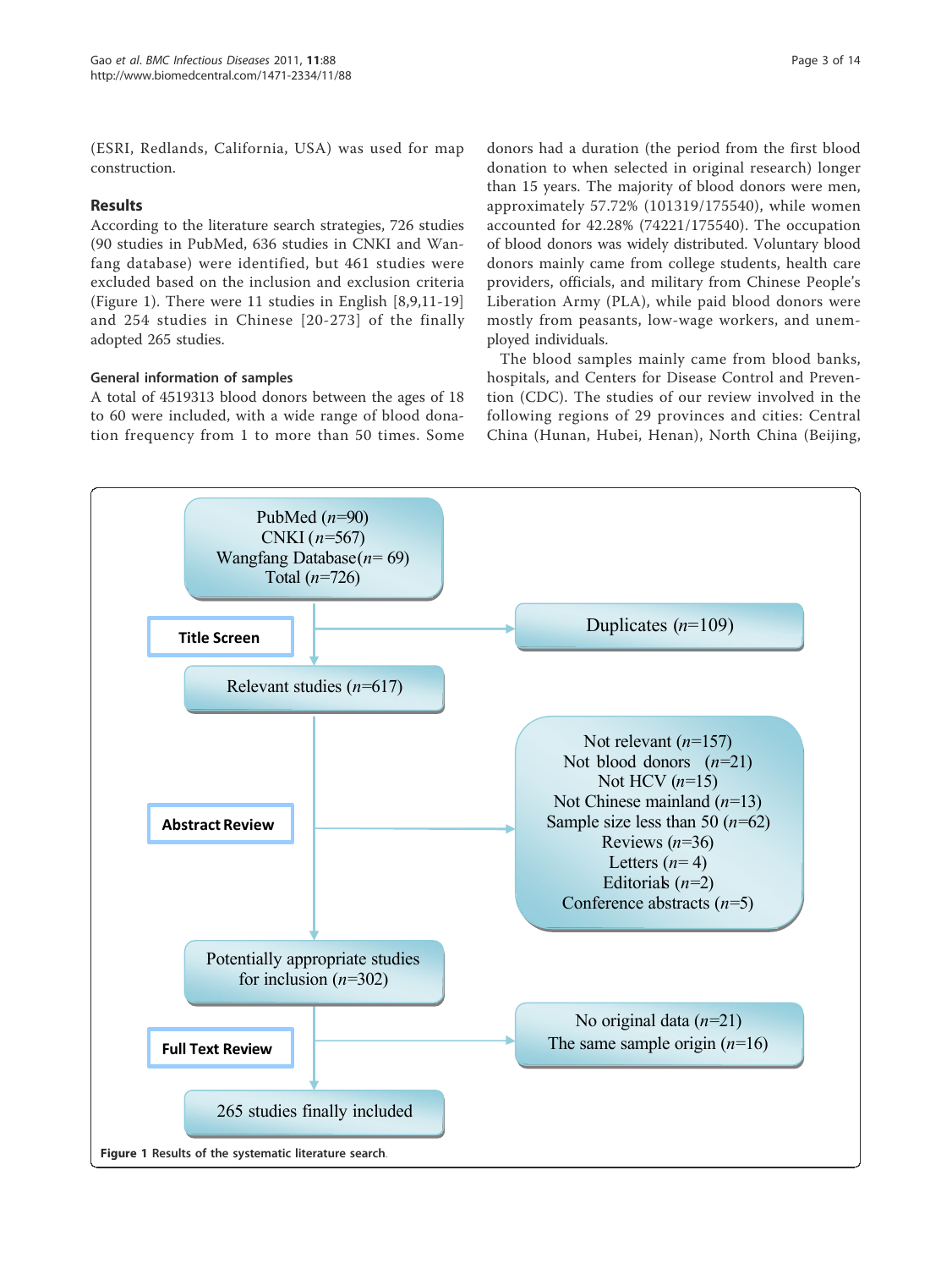(ESRI, Redlands, California, USA) was used for map construction.

## Results

According to the literature search strategies, 726 studies (90 studies in PubMed, 636 studies in CNKI and Wanfang database) were identified, but 461 studies were excluded based on the inclusion and exclusion criteria (Figure 1). There were 11 studies in English [8,9,11-19] and 254 studies in Chinese [20-273] of the finally adopted 265 studies.

### General information of samples

A total of 4519313 blood donors between the ages of 18 to 60 were included, with a wide range of blood donation frequency from 1 to more than 50 times. Some donors had a duration (the period from the first blood donation to when selected in original research) longer than 15 years. The majority of blood donors were men, approximately 57.72% (101319/175540), while women accounted for 42.28% (74221/175540). The occupation of blood donors was widely distributed. Voluntary blood donors mainly came from college students, health care providers, officials, and military from Chinese People's Liberation Army (PLA), while paid blood donors were mostly from peasants, low-wage workers, and unemployed individuals.

The blood samples mainly came from blood banks, hospitals, and Centers for Disease Control and Prevention (CDC). The studies of our review involved in the following regions of 29 provinces and cities: Central China (Hunan, Hubei, Henan), North China (Beijing,

PubMed ($n$=90)
CNKI ($n$=567)
Wangfang Database($n$= 69)
Total ($n$=726)

**Title Screen**

Duplicates ($n$=109)

Relevant studies ($n$=617)

**Abstract Review**

Not relevant ($n$=157)
Not blood donors ($n$=21)
Not HCV ($n$=15)
Not Chinese mainland ($n$=13)
Sample size less than 50 ($n$=62)
Reviews ($n$=36)
Letters ($n$= 4)
Editorials ($n$=2)
Conference abstracts ($n$=5)

Potentially appropriate studies for inclusion ($n$=302)

**Full Text Review**

No original data ($n$=21)
The same sample origin ($n$=16)

265 studies finally included

**Figure 1** Results of the systematic literature search.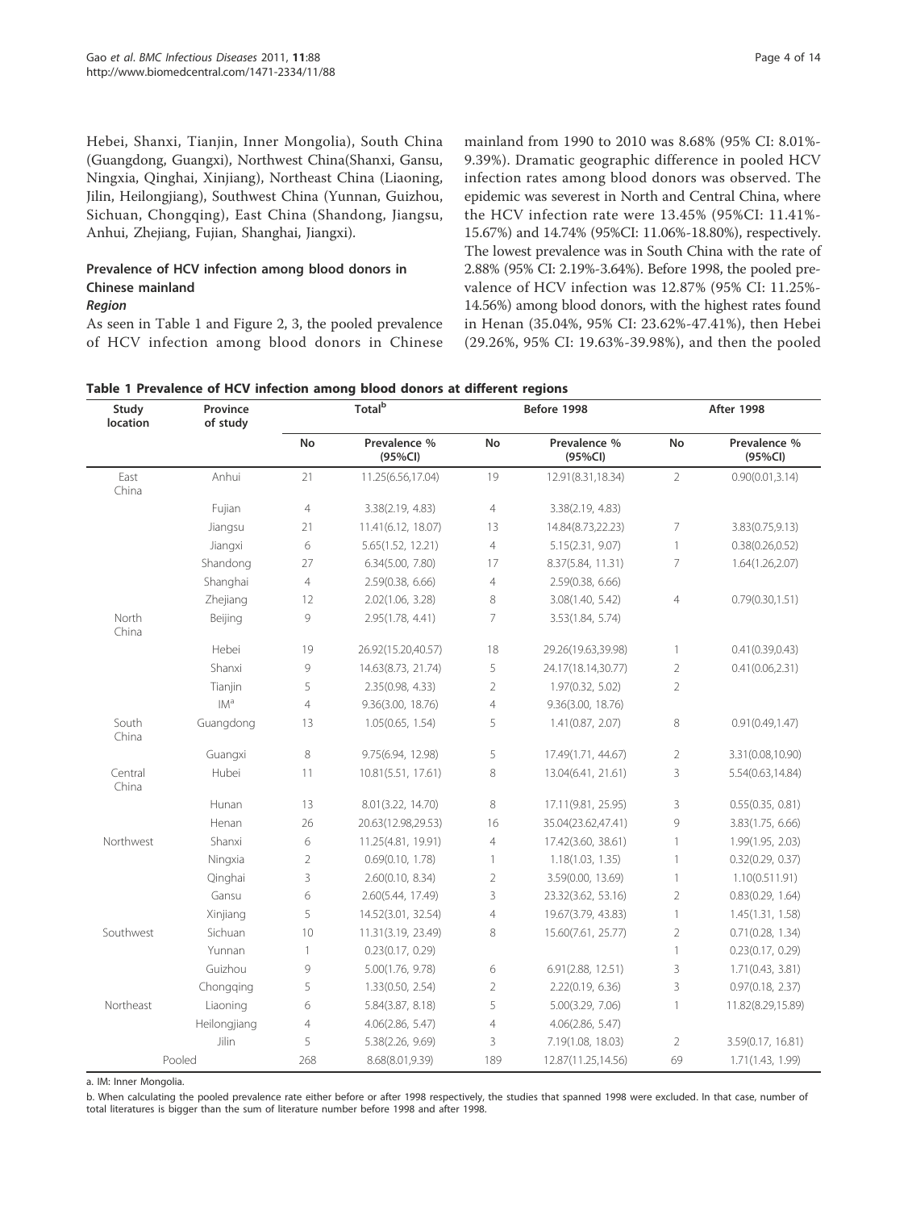Hebei, Shanxi, Tianjin, Inner Mongolia), South China (Guangdong, Guangxi), Northwest China(Shanxi, Gansu, Ningxia, Qinghai, Xinjiang), Northeast China (Liaoning, Jilin, Heilongjiang), Southwest China (Yunnan, Guizhou, Sichuan, Chongqing), East China (Shandong, Jiangsu, Anhui, Zhejiang, Fujian, Shanghai, Jiangxi).

### Prevalence of HCV infection among blood donors in Chinese mainland

#### *Region*

As seen in Table 1 and Figure 2, 3, the pooled prevalence of HCV infection among blood donors in Chinese mainland from 1990 to 2010 was 8.68% (95% CI: 8.01%-9.39%). Dramatic geographic difference in pooled HCV infection rates among blood donors was observed. The epidemic was severest in North and Central China, where the HCV infection rate were 13.45% (95%CI: 11.41%-15.67%) and 14.74% (95%CI: 11.06%-18.80%), respectively. The lowest prevalence was in South China with the rate of 2.88% (95% CI: 2.19%-3.64%). Before 1998, the pooled prevalence of HCV infection was 12.87% (95% CI: 11.25%-14.56%) among blood donors, with the highest rates found in Henan (35.04%, 95% CI: 23.62%-47.41%), then Hebei (29.26%, 95% CI: 19.63%-39.98%), and then the pooled

**Table 1 Prevalence of HCV infection among blood donors at different regions**

| Study location | Province of study | Total[b] | | Before 1998 | | After 1998 | |
|---|---|---|---|---|---|---|---|
| | | No | Prevalence % (95%CI) | No | Prevalence % (95%CI) | No | Prevalence % (95%CI) |
| East China | Anhui | 21 | 11.25(6.56,17.04) | 19 | 12.91(8.31,18.34) | 2 | 0.90(0.01,3.14) |
| | Fujian | 4 | 3.38(2.19, 4.83) | 4 | 3.38(2.19, 4.83) | | |
| | Jiangsu | 21 | 11.41(6.12, 18.07) | 13 | 14.84(8.73,22.23) | 7 | 3.83(0.75,9.13) |
| | Jiangxi | 6 | 5.65(1.52, 12.21) | 4 | 5.15(2.31, 9.07) | 1 | 0.38(0.26,0.52) |
| | Shandong | 27 | 6.34(5.00, 7.80) | 17 | 8.37(5.84, 11.31) | 7 | 1.64(1.26,2.07) |
| | Shanghai | 4 | 2.59(0.38, 6.66) | 4 | 2.59(0.38, 6.66) | | |
| | Zhejiang | 12 | 2.02(1.06, 3.28) | 8 | 3.08(1.40, 5.42) | 4 | 0.79(0.30,1.51) |
| North China | Beijing | 9 | 2.95(1.78, 4.41) | 7 | 3.53(1.84, 5.74) | | |
| | Hebei | 19 | 26.92(15.20,40.57) | 18 | 29.26(19.63,39.98) | 1 | 0.41(0.39,0.43) |
| | Shanxi | 9 | 14.63(8.73, 21.74) | 5 | 24.17(18.14,30.77) | 2 | 0.41(0.06,2.31) |
| | Tianjin | 5 | 2.35(0.98, 4.33) | 2 | 1.97(0.32, 5.02) | 2 | |
| | IM[a] | 4 | 9.36(3.00, 18.76) | 4 | 9.36(3.00, 18.76) | | |
| South China | Guangdong | 13 | 1.05(0.65, 1.54) | 5 | 1.41(0.87, 2.07) | 8 | 0.91(0.49,1.47) |
| | Guangxi | 8 | 9.75(6.94, 12.98) | 5 | 17.49(1.71, 44.67) | 2 | 3.31(0.08,10.90) |
| Central China | Hubei | 11 | 10.81(5.51, 17.61) | 8 | 13.04(6.41, 21.61) | 3 | 5.54(0.63,14.84) |
| | Hunan | 13 | 8.01(3.22, 14.70) | 8 | 17.11(9.81, 25.95) | 3 | 0.55(0.35, 0.81) |
| | Henan | 26 | 20.63(12.98,29.53) | 16 | 35.04(23.62,47.41) | 9 | 3.83(1.75, 6.66) |
| Northwest | Shanxi | 6 | 11.25(4.81, 19.91) | 4 | 17.42(3.60, 38.61) | 1 | 1.99(1.95, 2.03) |
| | Ningxia | 2 | 0.69(0.10, 1.78) | 1 | 1.18(1.03, 1.35) | 1 | 0.32(0.29, 0.37) |
| | Qinghai | 3 | 2.60(0.10, 8.34) | 2 | 3.59(0.00, 13.69) | 1 | 1.10(0.511.91) |
| | Gansu | 6 | 2.60(5.44, 17.49) | 3 | 23.32(3.62, 53.16) | 2 | 0.83(0.29, 1.64) |
| | Xinjiang | 5 | 14.52(3.01, 32.54) | 4 | 19.67(3.79, 43.83) | 1 | 1.45(1.31, 1.58) |
| Southwest | Sichuan | 10 | 11.31(3.19, 23.49) | 8 | 15.60(7.61, 25.77) | 2 | 0.71(0.28, 1.34) |
| | Yunnan | 1 | 0.23(0.17, 0.29) | | | 1 | 0.23(0.17, 0.29) |
| | Guizhou | 9 | 5.00(1.76, 9.78) | 6 | 6.91(2.88, 12.51) | 3 | 1.71(0.43, 3.81) |
| | Chongqing | 5 | 1.33(0.50, 2.54) | 2 | 2.22(0.19, 6.36) | 3 | 0.97(0.18, 2.37) |
| Northeast | Liaoning | 6 | 5.84(3.87, 8.18) | 5 | 5.00(3.29, 7.06) | 1 | 11.82(8.29,15.89) |
| | Heilongjiang | 4 | 4.06(2.86, 5.47) | 4 | 4.06(2.86, 5.47) | | |
| | Jilin | 5 | 5.38(2.26, 9.69) | 3 | 7.19(1.08, 18.03) | 2 | 3.59(0.17, 16.81) |
| Pooled | | 268 | 8.68(8.01,9.39) | 189 | 12.87(11.25,14.56) | 69 | 1.71(1.43, 1.99) |

a. IM: Inner Mongolia.

b. When calculating the pooled prevalence rate either before or after 1998 respectively, the studies that spanned 1998 were excluded. In that case, number of total literatures is bigger than the sum of literature number before 1998 and after 1998.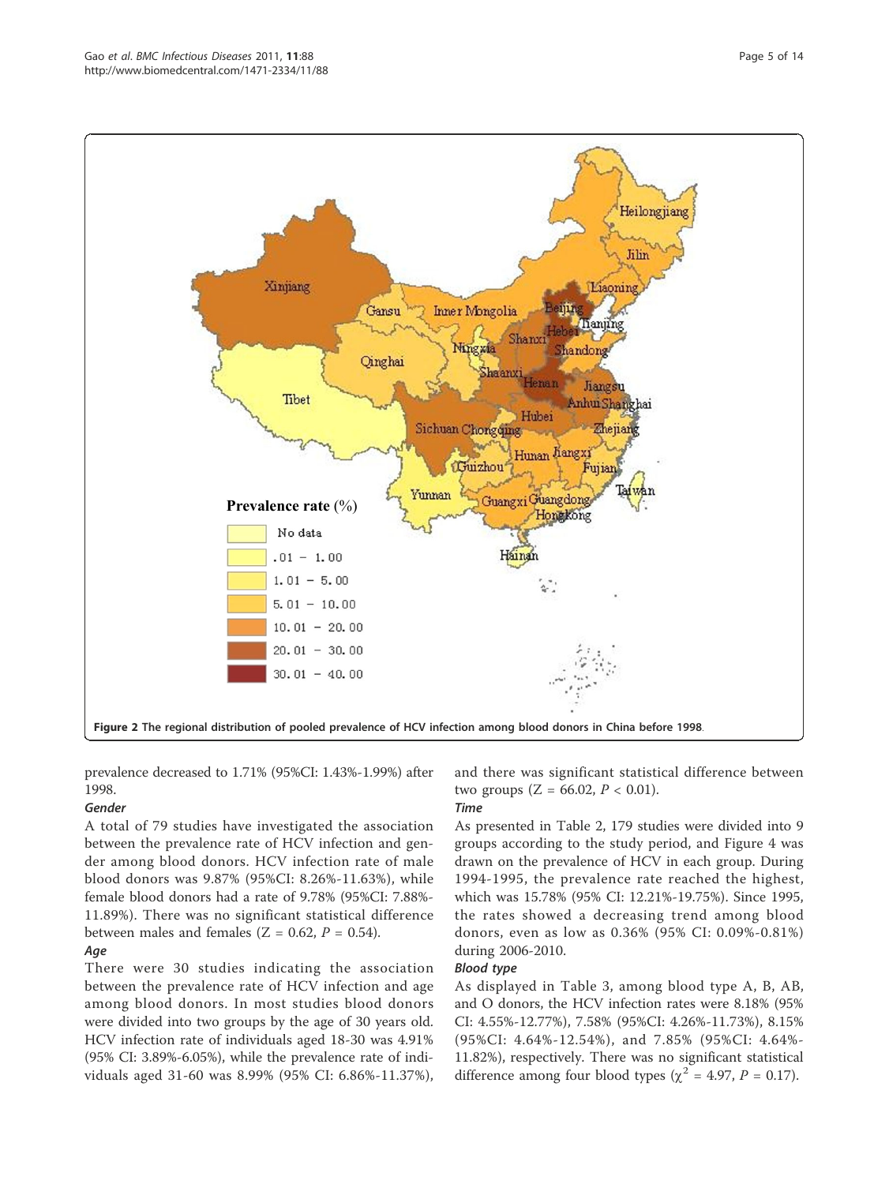**Figure 2 The regional distribution of pooled prevalence of HCV infection among blood donors in China before 1998.**

prevalence decreased to 1.71% (95%CI: 1.43%-1.99%) after 1998.

***Gender***

A total of 79 studies have investigated the association between the prevalence rate of HCV infection and gender among blood donors. HCV infection rate of male blood donors was 9.87% (95%CI: 8.26%-11.63%), while female blood donors had a rate of 9.78% (95%CI: 7.88%-11.89%). There was no significant statistical difference between males and females ($Z = 0.62$, $P = 0.54$).

***Age***

There were 30 studies indicating the association between the prevalence rate of HCV infection and age among blood donors. In most studies blood donors were divided into two groups by the age of 30 years old. HCV infection rate of individuals aged 18-30 was 4.91% (95% CI: 3.89%-6.05%), while the prevalence rate of individuals aged 31-60 was 8.99% (95% CI: 6.86%-11.37%), and there was significant statistical difference between two groups ($Z = 66.02$, $P < 0.01$).

***Time***

As presented in Table 2, 179 studies were divided into 9 groups according to the study period, and Figure 4 was drawn on the prevalence of HCV in each group. During 1994-1995, the prevalence rate reached the highest, which was 15.78% (95% CI: 12.21%-19.75%). Since 1995, the rates showed a decreasing trend among blood donors, even as low as 0.36% (95% CI: 0.09%-0.81%) during 2006-2010.

***Blood type***

As displayed in Table 3, among blood type A, B, AB, and O donors, the HCV infection rates were 8.18% (95% CI: 4.55%-12.77%), 7.58% (95%CI: 4.26%-11.73%), 8.15% (95%CI: 4.64%-12.54%), and 7.85% (95%CI: 4.64%-11.82%), respectively. There was no significant statistical difference among four blood types ($\chi^2 = 4.97$, $P = 0.17$).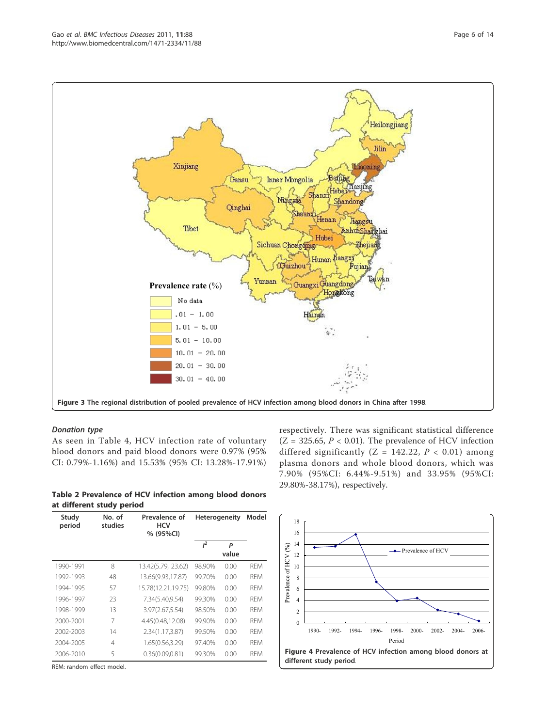Figure 3 The regional distribution of pooled prevalence of HCV infection among blood donors in China after 1998.

### *Donation type*

As seen in Table 4, HCV infection rate of voluntary blood donors and paid blood donors were 0.97% (95% CI: 0.79%-1.16%) and 15.53% (95% CI: 13.28%-17.91%) respectively. There was significant statistical difference ($Z = 325.65$, $P < 0.01$). The prevalence of HCV infection differed significantly ($Z = 142.22$, $P < 0.01$) among plasma donors and whole blood donors, which was 7.90% (95%CI: 6.44%-9.51%) and 33.95% (95%CI: 29.80%-38.17%), respectively.

**Table 2 Prevalence of HCV infection among blood donors at different study period**

| Study period | No. of studies | Prevalence of HCV % (95%CI) | Heterogeneity | | Model |
|---|---|---|---|---|---|
| | | | $I^2$ | *P* value | |
| 1990-1991 | 8 | 13.42(5.79, 23.62) | 98.90% | 0.00 | REM |
| 1992-1993 | 48 | 13.66(9.93,17.87) | 99.70% | 0.00 | REM |
| 1994-1995 | 57 | 15.78(12.21,19.75) | 99.80% | 0.00 | REM |
| 1996-1997 | 23 | 7.34(5.40,9.54) | 99.30% | 0.00 | REM |
| 1998-1999 | 13 | 3.97(2.67,5.54) | 98.50% | 0.00 | REM |
| 2000-2001 | 7 | 4.45(0.48,12.08) | 99.90% | 0.00 | REM |
| 2002-2003 | 14 | 2.34(1.17,3.87) | 99.50% | 0.00 | REM |
| 2004-2005 | 4 | 1.65(0.56,3.29) | 97.40% | 0.00 | REM |
| 2006-2010 | 5 | 0.36(0.09,0.81) | 99.30% | 0.00 | REM |

REM: random effect model.

Figure 4 Prevalence of HCV infection among blood donors at different study period.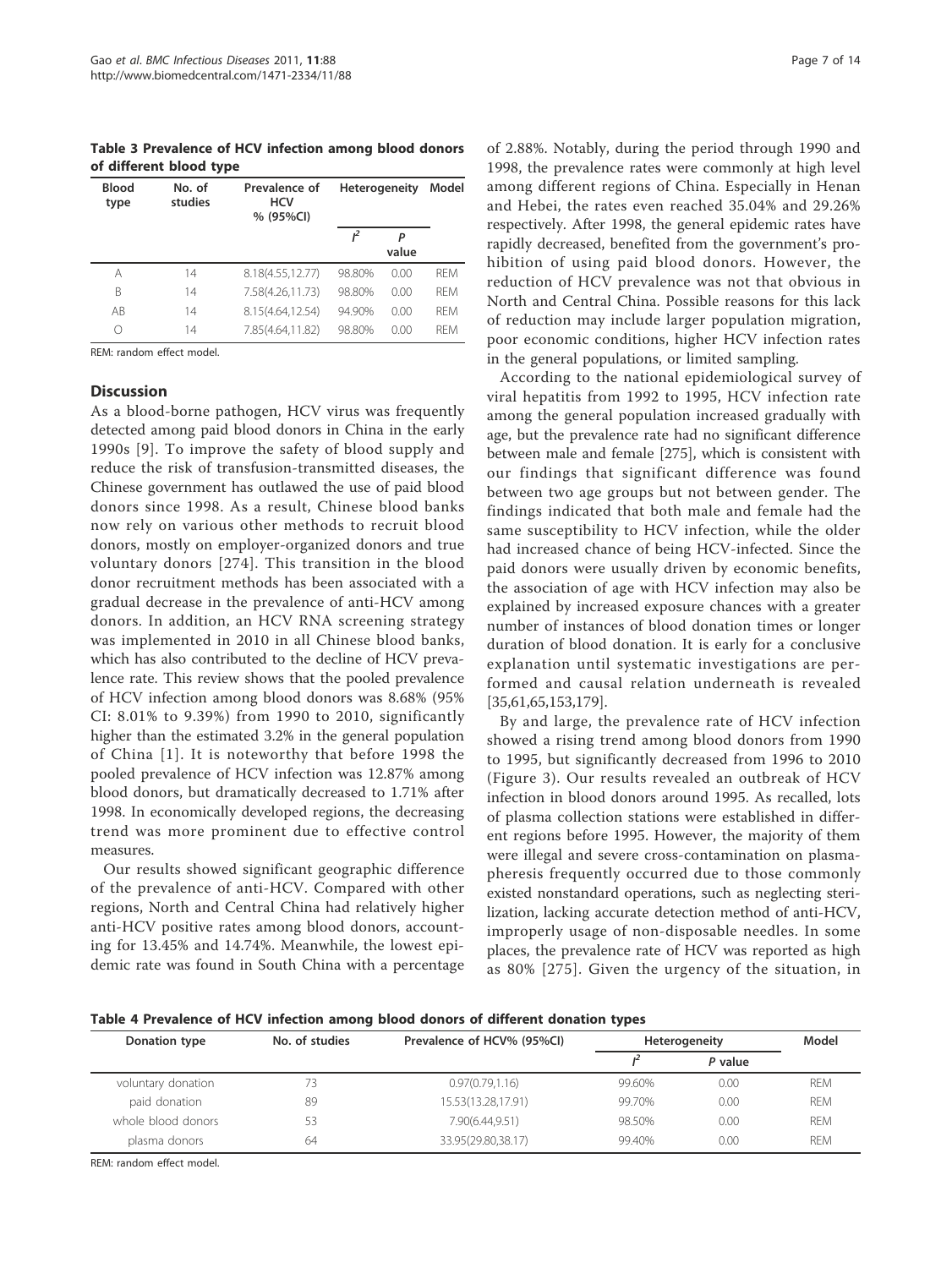**Table 3 Prevalence of HCV infection among blood donors of different blood type**

| Blood type | No. of studies | Prevalence of HCV % (95%CI) | Heterogeneity | | Model |
|---|---|---|---|---|---|
| | | | $I^2$ | *P* value | |
| A | 14 | 8.18(4.55,12.77) | 98.80% | 0.00 | REM |
| B | 14 | 7.58(4.26,11.73) | 98.80% | 0.00 | REM |
| AB | 14 | 8.15(4.64,12.54) | 94.90% | 0.00 | REM |
| O | 14 | 7.85(4.64,11.82) | 98.80% | 0.00 | REM |

REM: random effect model.

## Discussion

As a blood-borne pathogen, HCV virus was frequently detected among paid blood donors in China in the early 1990s [9]. To improve the safety of blood supply and reduce the risk of transfusion-transmitted diseases, the Chinese government has outlawed the use of paid blood donors since 1998. As a result, Chinese blood banks now rely on various other methods to recruit blood donors, mostly on employer-organized donors and true voluntary donors [274]. This transition in the blood donor recruitment methods has been associated with a gradual decrease in the prevalence of anti-HCV among donors. In addition, an HCV RNA screening strategy was implemented in 2010 in all Chinese blood banks, which has also contributed to the decline of HCV prevalence rate. This review shows that the pooled prevalence of HCV infection among blood donors was 8.68% (95% CI: 8.01% to 9.39%) from 1990 to 2010, significantly higher than the estimated 3.2% in the general population of China [1]. It is noteworthy that before 1998 the pooled prevalence of HCV infection was 12.87% among blood donors, but dramatically decreased to 1.71% after 1998. In economically developed regions, the decreasing trend was more prominent due to effective control measures.

Our results showed significant geographic difference of the prevalence of anti-HCV. Compared with other regions, North and Central China had relatively higher anti-HCV positive rates among blood donors, accounting for 13.45% and 14.74%. Meanwhile, the lowest epidemic rate was found in South China with a percentage of 2.88%. Notably, during the period through 1990 and 1998, the prevalence rates were commonly at high level among different regions of China. Especially in Henan and Hebei, the rates even reached 35.04% and 29.26% respectively. After 1998, the general epidemic rates have rapidly decreased, benefited from the government's prohibition of using paid blood donors. However, the reduction of HCV prevalence was not that obvious in North and Central China. Possible reasons for this lack of reduction may include larger population migration, poor economic conditions, higher HCV infection rates in the general populations, or limited sampling.

According to the national epidemiological survey of viral hepatitis from 1992 to 1995, HCV infection rate among the general population increased gradually with age, but the prevalence rate had no significant difference between male and female [275], which is consistent with our findings that significant difference was found between two age groups but not between gender. The findings indicated that both male and female had the same susceptibility to HCV infection, while the older had increased chance of being HCV-infected. Since the paid donors were usually driven by economic benefits, the association of age with HCV infection may also be explained by increased exposure chances with a greater number of instances of blood donation times or longer duration of blood donation. It is early for a conclusive explanation until systematic investigations are performed and causal relation underneath is revealed [35,61,65,153,179].

By and large, the prevalence rate of HCV infection showed a rising trend among blood donors from 1990 to 1995, but significantly decreased from 1996 to 2010 (Figure 3). Our results revealed an outbreak of HCV infection in blood donors around 1995. As recalled, lots of plasma collection stations were established in different regions before 1995. However, the majority of them were illegal and severe cross-contamination on plasmapheresis frequently occurred due to those commonly existed nonstandard operations, such as neglecting sterilization, lacking accurate detection method of anti-HCV, improperly usage of non-disposable needles. In some places, the prevalence rate of HCV was reported as high as 80% [275]. Given the urgency of the situation, in

**Table 4 Prevalence of HCV infection among blood donors of different donation types**

| Donation type | No. of studies | Prevalence of HCV% (95%CI) | Heterogeneity | | Model |
|---|---|---|---|---|---|
| | | | $I^2$ | *P* value | |
| voluntary donation | 73 | 0.97(0.79,1.16) | 99.60% | 0.00 | REM |
| paid donation | 89 | 15.53(13.28,17.91) | 99.70% | 0.00 | REM |
| whole blood donors | 53 | 7.90(6.44,9.51) | 98.50% | 0.00 | REM |
| plasma donors | 64 | 33.95(29.80,38.17) | 99.40% | 0.00 | REM |

REM: random effect model.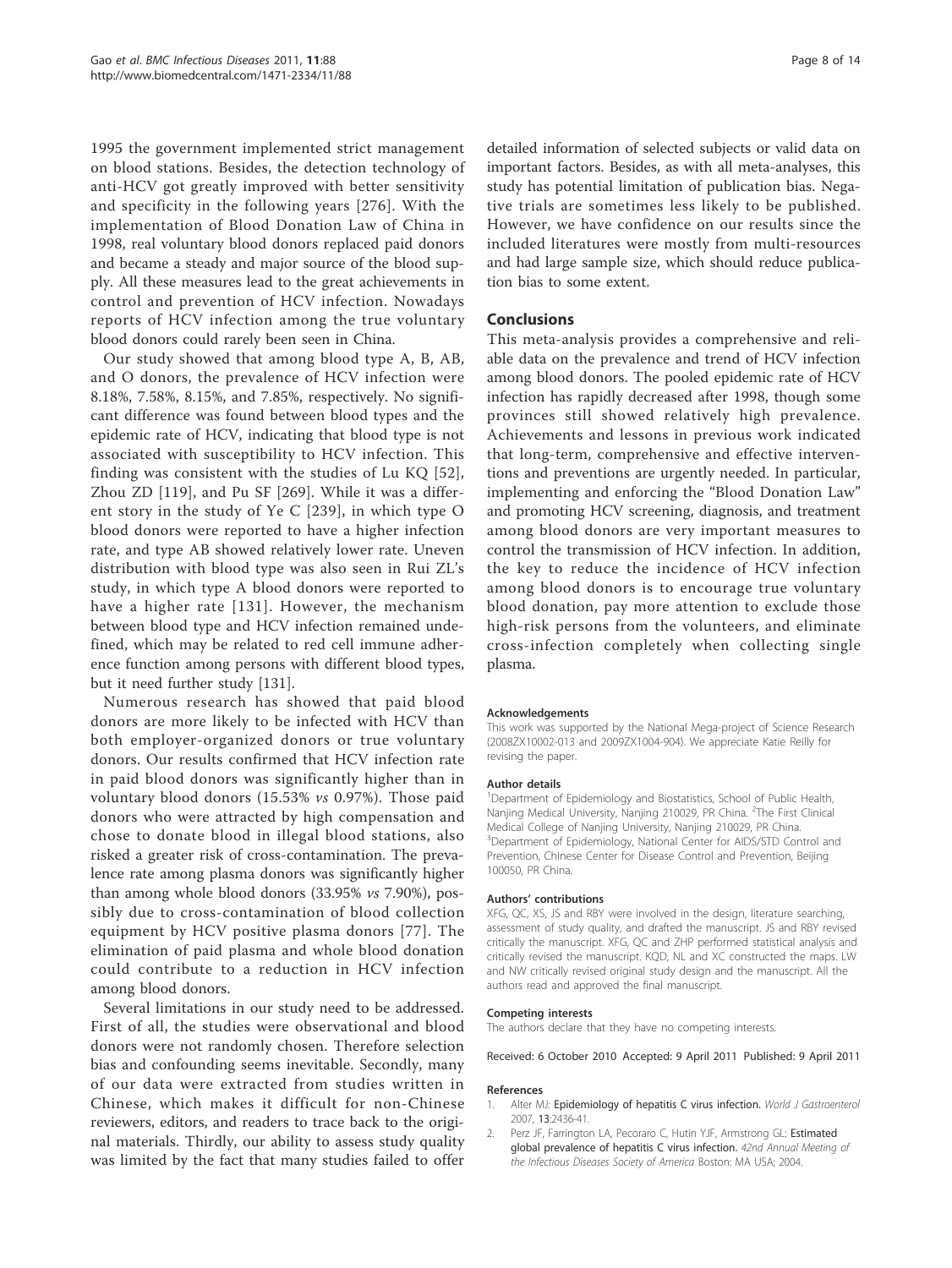1995 the government implemented strict management on blood stations. Besides, the detection technology of anti-HCV got greatly improved with better sensitivity and specificity in the following years [276]. With the implementation of Blood Donation Law of China in 1998, real voluntary blood donors replaced paid donors and became a steady and major source of the blood supply. All these measures lead to the great achievements in control and prevention of HCV infection. Nowadays reports of HCV infection among the true voluntary blood donors could rarely been seen in China.

Our study showed that among blood type A, B, AB, and O donors, the prevalence of HCV infection were 8.18%, 7.58%, 8.15%, and 7.85%, respectively. No significant difference was found between blood types and the epidemic rate of HCV, indicating that blood type is not associated with susceptibility to HCV infection. This finding was consistent with the studies of Lu KQ [52], Zhou ZD [119], and Pu SF [269]. While it was a different story in the study of Ye C [239], in which type O blood donors were reported to have a higher infection rate, and type AB showed relatively lower rate. Uneven distribution with blood type was also seen in Rui ZL's study, in which type A blood donors were reported to have a higher rate [131]. However, the mechanism between blood type and HCV infection remained undefined, which may be related to red cell immune adherence function among persons with different blood types, but it need further study [131].

Numerous research has showed that paid blood donors are more likely to be infected with HCV than both employer-organized donors or true voluntary donors. Our results confirmed that HCV infection rate in paid blood donors was significantly higher than in voluntary blood donors (15.53% *vs* 0.97%). Those paid donors who were attracted by high compensation and chose to donate blood in illegal blood stations, also risked a greater risk of cross-contamination. The prevalence rate among plasma donors was significantly higher than among whole blood donors (33.95% *vs* 7.90%), possibly due to cross-contamination of blood collection equipment by HCV positive plasma donors [77]. The elimination of paid plasma and whole blood donation could contribute to a reduction in HCV infection among blood donors.

Several limitations in our study need to be addressed. First of all, the studies were observational and blood donors were not randomly chosen. Therefore selection bias and confounding seems inevitable. Secondly, many of our data were extracted from studies written in Chinese, which makes it difficult for non-Chinese reviewers, editors, and readers to trace back to the original materials. Thirdly, our ability to assess study quality was limited by the fact that many studies failed to offer detailed information of selected subjects or valid data on important factors. Besides, as with all meta-analyses, this study has potential limitation of publication bias. Negative trials are sometimes less likely to be published. However, we have confidence on our results since the included literatures were mostly from multi-resources and had large sample size, which should reduce publication bias to some extent.

## Conclusions

This meta-analysis provides a comprehensive and reliable data on the prevalence and trend of HCV infection among blood donors. The pooled epidemic rate of HCV infection has rapidly decreased after 1998, though some provinces still showed relatively high prevalence. Achievements and lessons in previous work indicated that long-term, comprehensive and effective interventions and preventions are urgently needed. In particular, implementing and enforcing the "Blood Donation Law" and promoting HCV screening, diagnosis, and treatment among blood donors are very important measures to control the transmission of HCV infection. In addition, the key to reduce the incidence of HCV infection among blood donors is to encourage true voluntary blood donation, pay more attention to exclude those high-risk persons from the volunteers, and eliminate cross-infection completely when collecting single plasma.

#### Acknowledgements

This work was supported by the National Mega-project of Science Research (2008ZX10002-013 and 2009ZX1004-904). We appreciate Katie Reilly for revising the paper.

#### Author details

[1]Department of Epidemiology and Biostatistics, School of Public Health, Nanjing Medical University, Nanjing 210029, PR China. [2]The First Clinical Medical College of Nanjing University, Nanjing 210029, PR China. [3]Department of Epidemiology, National Center for AIDS/STD Control and Prevention, Chinese Center for Disease Control and Prevention, Beijing 100050, PR China.

#### Authors' contributions

XFG, QC, XS, JS and RBY were involved in the design, literature searching, assessment of study quality, and drafted the manuscript. JS and RBY revised critically the manuscript. XFG, QC and ZHP performed statistical analysis and critically revised the manuscript. KQD, NL and XC constructed the maps. LW and NW critically revised original study design and the manuscript. All the authors read and approved the final manuscript.

#### Competing interests

The authors declare that they have no competing interests.

Received: 6 October 2010 Accepted: 9 April 2011 Published: 9 April 2011

#### References

1. Alter MJ: **Epidemiology of hepatitis C virus infection.** *World J Gastroenterol* 2007, **13**:2436-41.
2. Perz JF, Farrington LA, Pecoraro C, Hutin YJF, Armstrong GL: **Estimated global prevalence of hepatitis C virus infection.** *42nd Annual Meeting of the Infectious Diseases Society of America* Boston: MA USA; 2004.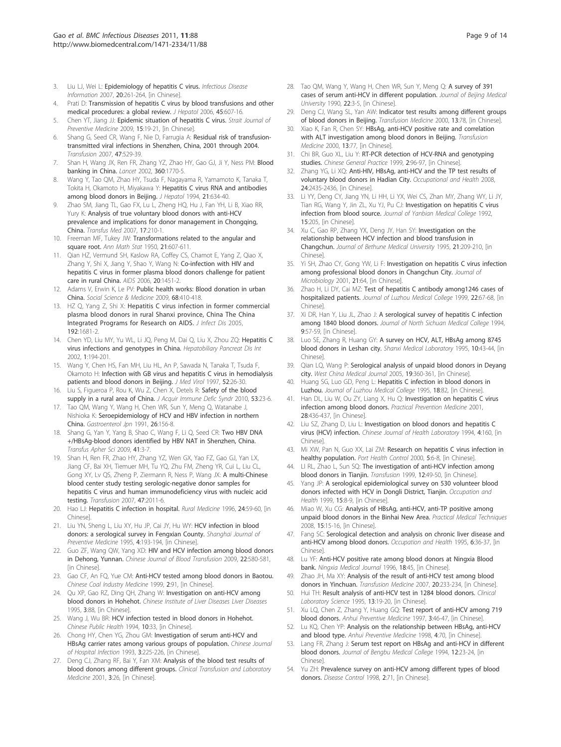3. Liu LJ, Wei L: **Epidemiology of hepatitis C virus.** *Infectious Disease Information* 2007, **20**:261-264, [in Chinese].
4. Prati D: **Transmission of hepatitis C virus by blood transfusions and other medical procedures: a global review.** *J Hepatol* 2006, **45**:607-16.
5. Chen YT, Jiang JJ: **Epidemic situation of hepatitis C virus.** *Strait Journal of Preventive Medicine* 2009, **15**:19-21, [in Chinese].
6. Shang G, Seed CR, Wang F, Nie D, Farrugia A: **Residual risk of transfusion-transmitted viral infections in Shenzhen, China, 2001 through 2004.** *Transfusion* 2007, **47**:529-39.
7. Shan H, Wang JX, Ren FR, Zhang YZ, Zhao HY, Gao GJ, Ji Y, Ness PM: **Blood banking in China.** *Lancet* 2002, **360**:1770-5.
8. Wang Y, Tao QM, Zhao HY, Tsuda F, Nagayama R, Yamamoto K, Tanaka T, Tokita H, Okamoto H, Miyakawa Y: **Hepatitis C virus RNA and antibodies among blood donors in Beijing.** *J Hepatol* 1994, **21**:634-40.
9. Zhao SM, Jiang TL, Gao FX, Lu L, Zheng HQ, Hu J, Fan YH, Li B, Xiao RR, Yury K: **Analysis of true voluntary blood donors with anti-HCV prevalence and implications for donor management in Chongqing, China.** *Transfus Med* 2007, **17**:210-1.
10. Freeman MF, Tukey JW: **Transformations related to the angular and square root.** *Ann Math Stat* 1950, **21**:607-611.
11. Qian HZ, Vermund SH, Kaslow RA, Coffey CS, Chamot E, Yang Z, Qiao X, Zhang Y, Shi X, Jiang Y, Shao Y, Wang N: **Co-infection with HIV and hepatitis C virus in former plasma blood donors challenge for patient care in rural China.** *AIDS* 2006, **20**:1451-2.
12. Adams V, Erwin K, Le PV: **Public health works: Blood donation in urban China.** *Social Science & Medicine* 2009, **68**:410-418.
13. HZ Q, Yang Z, Shi X: **Hepatitis C virus infection in former commercial plasma blood donors in rural Shanxi province, China The China Integrated Programs for Research on AIDS.** *J Infect Dis* 2005, **192**:1681-2.
14. Chen YD, Liu MY, Yu WL, Li JQ, Peng M, Dai Q, Liu X, Zhou ZQ: **Hepatitis C virus infections and genotypes in China.** *Hepatobiliary Pancreat Dis Int* 2002, **1**:194-201.
15. Wang Y, Chen HS, Fan MH, Liu HL, An P, Sawada N, Tanaka T, Tsuda F, Okamoto H: **Infection with GB virus and hepatitis C virus in hemodialysis patients and blood donors in Beijing.** *J Med Virol* 1997, **52**:26-30.
16. Liu S, Figueroa P, Rou K, Wu Z, Chen X, Detels R: **Safety of the blood supply in a rural area of China.** *J Acquir Immune Defic Syndr* 2010, **53**:23-6.
17. Tao QM, Wang Y, Wang H, Chen WR, Sun Y, Meng Q, Watanabe J, Nishioka K: **Seroepidemiology of HCV and HBV infection in northern China.** *Gastroenterol Jpn* 1991, **26**:156-8.
18. Shang G, Yan Y, Yang B, Shao C, Wang F, Li Q, Seed CR: **Two HBV DNA +/HBsAg-blood donors identified by HBV NAT in Shenzhen, China.** *Transfus Apher Sci* 2009, **41**:3-7.
19. Shan H, Ren FR, Zhao HY, Zhang YZ, Wen GX, Yao FZ, Gao GJ, Yan LX, Jiang CF, Bai XH, Tiemuer MH, Tu YQ, Zhu FM, Zheng YR, Cui L, Liu CL, Gong XY, Lv QS, Zheng P, Ziermann R, Ness P, Wang JX: **A multi-Chinese blood center study testing serologic-negative donor samples for hepatitis C virus and human immunodeficiency virus with nucleic acid testing.** *Transfusion* 2007, **47**:2011-6.
20. Hao LJ: **Hepatitis C infection in hospital.** *Rural Medicine* 1996, **24**:59-60, [in Chinese].
21. Liu YN, Sheng L, Liu XY, Hu JP, Cai JY, Hu WY: **HCV infection in blood donors: a serological survey in Fengxian County.** *Shanghai Journal of Preventive Medicine* 1995, **4**:193-194, [in Chinese].
22. Guo ZF, Wang QW, Yang XD: **HIV and HCV infection among blood donors in Dehong, Yunnan.** *Chinese Journal of Blood Transfusion* 2009, **22**:580-581, [in Chinese].
23. Gao CF, An FQ, Yue CM: **Anti-HCV tested among blood donors in Baotou.** *Chinese Coal Industry Medicine* 1999, **2**:91, [in Chinese].
24. Qu XP, Gao RZ, Ding QH, Zhang W: **Investigation on anti-HCV among blood donors in Hohehot.** *Chinese Institute of Liver Diseases Liver Diseases* 1995, **3**:88, [in Chinese].
25. Wang J, Wu BR: **HCV infection tested in blood donors in Hohehot.** *Chinese Public Health* 1994, **10**:33, [in Chinese].
26. Chong HY, Chen YG, Zhou GM: **Investigation of serum anti-HCV and HBsAg carrier rates among various groups of population.** *Chinese Journal of Hospital Infection* 1993, **3**:225-226, [in Chinese].
27. Deng CJ, Zhang RF, Bai Y, Fan XM: **Analysis of the blood test results of blood donors among different groups.** *Clinical Transfusion and Laboratory Medicine* 2001, **3**:26, [in Chinese].
28. Tao QM, Wang Y, Wang H, Chen WR, Sun Y, Meng Q: **A survey of 391 cases of serum anti-HCV in different population.** *Journal of Beijing Medical University* 1990, **22**:3-5, [in Chinese].
29. Deng CJ, Wang SL, Yan AW: **Indicator test results among different groups of blood donors in Beijing.** *Transfusion Medicine* 2000, **13**:78, [in Chinese].
30. Xiao K, Fan R, Chen SY: **HBsAg, anti-HCV positive rate and correlation with ALT investigation among blood donors in Beijing.** *Transfusion Medicine* 2000, **13**:77, [in Chinese].
31. Chi BR, Guo XL, Liu Y: **RT-PCR detection of HCV-RNA and genotyping studies.** *Chinese General Practice* 1999, **2**:96-97, [in Chinese].
32. Zhang YG, Li XQ: **Anti-HIV, HBsAg, anti-HCV and the TP test results of voluntary blood donors in Hadian City.** *Occupational and Health* 2008, **24**:2435-2436, [in Chinese].
33. Li YY, Deng CY, Jiang YN, Li HH, Li YX, Wei CS, Zhan MY, Zhang WY, Li JY, Tian RG, Wang Y, Jin ZL, Xu YJ, Pu CJ: **Investigation on hepatitis C virus infection from blood source.** *Journal of Yanbian Medical College* 1992, **15**:205, [in Chinese].
34. Xu C, Gao RP, Zhang YX, Deng JY, Han SY: **Investigation on the relationship between HCV infection and blood transfusion in Changchun.** *Journal of Bethune Medical University* 1995, **21**:209-210, [in Chinese].
35. Yi SH, Zhao CY, Gong YW, Li F: **Investigation on hepatitis C virus infection among professional blood donors in Changchun City.** *Journal of Microbiology* 2001, **21**:64, [in Chinese].
36. Zhao H, Li DY, Cai MZ: **Test of hepatitis C antibody among1246 cases of hospitalized patients.** *Journal of Luzhou Medical College* 1999, **22**:67-68, [in Chinese].
37. Xi DR, Han Y, Liu JL, Zhao J: **A serological survey of hepatitis C infection among 1840 blood donors.** *Journal of North Sichuan Medical College* 1994, **9**:57-59, [in Chinese].
38. Luo SE, Zhang R, Huang GY: **A survey on HCV, ALT, HBsAg among 8745 blood donors in Leshan city.** *Shanxi Medical Laboratory* 1995, **10**:43-44, [in Chinese].
39. Qian LQ, Wang P: **Serological analysis of unpaid blood donors in Deyang city.** *West China Medical Journal* 2005, **19**:360-361, [in Chinese].
40. Huang SG, Luo GD, Peng L: **Hepatitis C infection in blood donors in Luzhou.** *Journal of Luzhou Medical College* 1995, **18**:82, [in Chinese].
41. Han DL, Liu W, Ou ZY, Liang X, Hu Q: **Investigation on hepatitis C virus infection among blood donors.** *Practical Prevention Medicine* 2001, **28**:436-437, [in Chinese].
42. Liu SZ, Zhang D, Liu L: **Investigation on blood donors and hepatitis C virus (HCV) infection.** *Chinese Journal of Health Laboratory* 1994, **4**:160, [in Chinese].
43. Mi XW, Pan N, Guo XX, Lai ZM: **Research on hepatitis C virus infection in healthy population.** *Port Health Control* 2000, **5**:6-8, [in Chinese].
44. LI RL, Zhao L, Sun SQ: **The investigation of anti-HCV infection among blood donors in Tianjin.** *Transfusion* 1999, **12**:49-50, [in Chinese].
45. Yang JP: **A serological epidemiological survey on 530 volunteer blood donors infected with HCV in Dongli District, Tianjin.** *Occupation and Health* 1999, **15**:8-9, [in Chinese].
46. Miao W, Xu CG: **Analysis of HBsAg, anti-HCV, anti-TP positive among unpaid blood donors in the Binhai New Area.** *Practical Medical Techniques* 2008, **15**:15-16, [in Chinese].
47. Fang SC: **Serological detection and analysis on chronic liver disease and anti-HCV among blood donors.** *Occupation and Health* 1995, **6**:36-37, [in Chinese].
48. Lu YF: **Anti-HCV positive rate among blood donors at Ningxia Blood bank.** *Ningxia Medical Journal* 1996, **18**:45, [in Chinese].
49. Zhao JH, Ma XY: **Analysis of the result of anti-HCV test among blood donors in Yinchuan.** *Transfusion Medicine* 2007, **20**:233-234, [in Chinese].
50. Hui TH: **Result analysis of anti-HCV test in 1284 blood donors.** *Clinical Laboratory Science* 1995, **13**:19-20, [in Chinese].
51. Xu LQ, Chen Z, Zhang Y, Huang GQ: **Test report of anti-HCV among 719 blood donors.** *Anhui Preventive Medicine* 1997, **3**:46-47, [in Chinese].
52. Lu KQ, Chen YP: **Analysis on the relationship between HBsAg, anti-HCV and blood type.** *Anhui Preventive Medicine* 1998, **4**:70, [in Chinese].
53. Lang FR, Zhang J: **Serum test report on HBsAg and anti-HCV in different blood donors.** *Journal of Bengbu Medical College* 1994, **12**:23-24, [in Chinese].
54. Yu ZH: **Prevalence survey on anti-HCV among different types of blood donors.** *Disease Control* 1998, **2**:71, [in Chinese].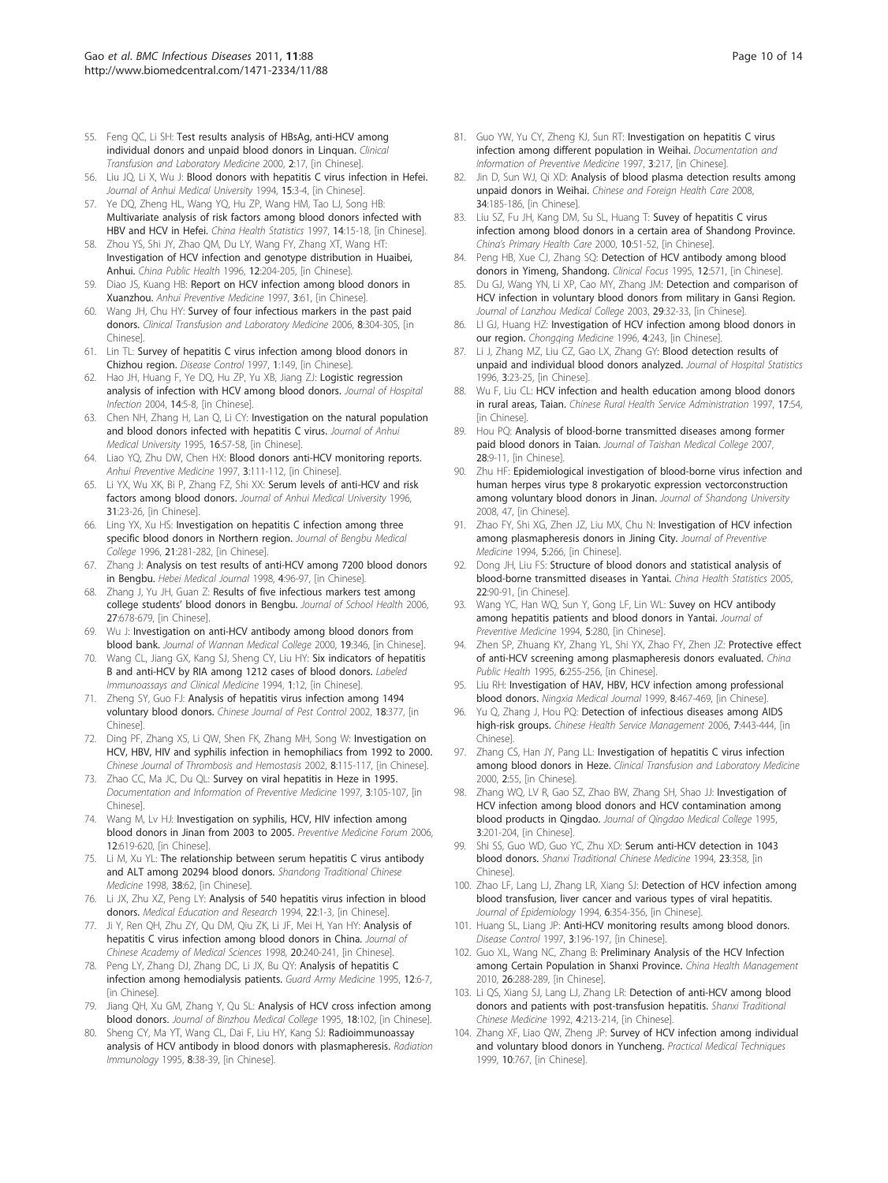55. Feng QC, Li SH: **Test results analysis of HBsAg, anti-HCV among individual donors and unpaid blood donors in Linquan.** *Clinical Transfusion and Laboratory Medicine* 2000, **2**:17, [in Chinese].
56. Liu JQ, Li X, Wu J: **Blood donors with hepatitis C virus infection in Hefei.** *Journal of Anhui Medical University* 1994, **15**:3-4, [in Chinese].
57. Ye DQ, Zheng HL, Wang YQ, Hu ZP, Wang HM, Tao LJ, Song HB: **Multivariate analysis of risk factors among blood donors infected with HBV and HCV in Hefei.** *China Health Statistics* 1997, **14**:15-18, [in Chinese].
58. Zhou YS, Shi JY, Zhao QM, Du LY, Wang FY, Zhang XT, Wang HT: **Investigation of HCV infection and genotype distribution in Huaibei, Anhui.** *China Public Health* 1996, **12**:204-205, [in Chinese].
59. Diao JS, Kuang HB: **Report on HCV infection among blood donors in Xuanzhou.** *Anhui Preventive Medicine* 1997, **3**:61, [in Chinese].
60. Wang JH, Chu HY: **Survey of four infectious markers in the past paid donors.** *Clinical Transfusion and Laboratory Medicine* 2006, **8**:304-305, [in Chinese].
61. Lin TL: **Survey of hepatitis C virus infection among blood donors in Chizhou region.** *Disease Control* 1997, **1**:149, [in Chinese].
62. Hao JH, Huang F, Ye DQ, Hu ZP, Yu XB, Jiang ZJ: **Logistic regression analysis of infection with HCV among blood donors.** *Journal of Hospital Infection* 2004, **14**:5-8, [in Chinese].
63. Chen NH, Zhang H, Lan Q, Li CY: **Investigation on the natural population and blood donors infected with hepatitis C virus.** *Journal of Anhui Medical University* 1995, **16**:57-58, [in Chinese].
64. Liao YQ, Zhu DW, Chen HX: **Blood donors anti-HCV monitoring reports.** *Anhui Preventive Medicine* 1997, **3**:111-112, [in Chinese].
65. Li YX, Wu XK, Bi P, Zhang FZ, Shi XX: **Serum levels of anti-HCV and risk factors among blood donors.** *Journal of Anhui Medical University* 1996, **31**:23-26, [in Chinese].
66. Ling YX, Xu HS: **Investigation on hepatitis C infection among three specific blood donors in Northern region.** *Journal of Bengbu Medical College* 1996, **21**:281-282, [in Chinese].
67. Zhang J: **Analysis on test results of anti-HCV among 7200 blood donors in Bengbu.** *Hebei Medical Journal* 1998, **4**:96-97, [in Chinese].
68. Zhang J, Yu JH, Guan Z: **Results of five infectious markers test among college students' blood donors in Bengbu.** *Journal of School Health* 2006, **27**:678-679, [in Chinese].
69. Wu J: **Investigation on anti-HCV antibody among blood donors from blood bank.** *Journal of Wannan Medical College* 2000, **19**:346, [in Chinese].
70. Wang CL, Jiang GX, Kang SJ, Sheng CY, Liu HY: **Six indicators of hepatitis B and anti-HCV by RIA among 1212 cases of blood donors.** *Labeled Immunoassays and Clinical Medicine* 1994, **1**:12, [in Chinese].
71. Zheng SY, Guo FJ: **Analysis of hepatitis virus infection among 1494 voluntary blood donors.** *Chinese Journal of Pest Control* 2002, **18**:377, [in Chinese].
72. Ding PF, Zhang XS, Li QW, Shen FK, Zhang MH, Song W: **Investigation on HCV, HBV, HIV and syphilis infection in hemophiliacs from 1992 to 2000.** *Chinese Journal of Thrombosis and Hemostasis* 2002, **8**:115-117, [in Chinese].
73. Zhao CC, Ma JC, Du QL: **Survey on viral hepatitis in Heze in 1995.** *Documentation and Information of Preventive Medicine* 1997, **3**:105-107, [in Chinese].
74. Wang M, Lv HJ: **Investigation on syphilis, HCV, HIV infection among blood donors in Jinan from 2003 to 2005.** *Preventive Medicine Forum* 2006, **12**:619-620, [in Chinese].
75. Li M, Xu YL: **The relationship between serum hepatitis C virus antibody and ALT among 20294 blood donors.** *Shandong Traditional Chinese Medicine* 1998, **38**:62, [in Chinese].
76. Li JX, Zhu XZ, Peng LY: **Analysis of 540 hepatitis virus infection in blood donors.** *Medical Education and Research* 1994, **22**:1-3, [in Chinese].
77. Ji Y, Ren QH, Zhu ZY, Qu DM, Qiu ZK, Li JF, Mei H, Yan HY: **Analysis of hepatitis C virus infection among blood donors in China.** *Journal of Chinese Academy of Medical Sciences* 1998, **20**:240-241, [in Chinese].
78. Peng LY, Zhang DJ, Zhang DC, Li JX, Bu QY: **Analysis of hepatitis C infection among hemodialysis patients.** *Guard Army Medicine* 1995, **12**:6-7, [in Chinese].
79. Jiang QH, Xu GM, Zhang Y, Qu SL: **Analysis of HCV cross infection among blood donors.** *Journal of Binzhou Medical College* 1995, **18**:102, [in Chinese].
80. Sheng CY, Ma YT, Wang CL, Dai F, Liu HY, Kang SJ: **Radioimmunoassay analysis of HCV antibody in blood donors with plasmapheresis.** *Radiation Immunology* 1995, **8**:38-39, [in Chinese].
81. Guo YW, Yu CY, Zheng KJ, Sun RT: **Investigation on hepatitis C virus infection among different population in Weihai.** *Documentation and Information of Preventive Medicine* 1997, **3**:217, [in Chinese].
82. Jin D, Sun WJ, Qi XD: **Analysis of blood plasma detection results among unpaid donors in Weihai.** *Chinese and Foreign Health Care* 2008, **34**:185-186, [in Chinese].
83. Liu SZ, Fu JH, Kang DM, Su SL, Huang T: **Suvey of hepatitis C virus infection among blood donors in a certain area of Shandong Province.** *China's Primary Health Care* 2000, **10**:51-52, [in Chinese].
84. Peng HB, Xue CJ, Zhang SQ: **Detection of HCV antibody among blood donors in Yimeng, Shandong.** *Clinical Focus* 1995, **12**:571, [in Chinese].
85. Du GJ, Wang YN, Li XP, Cao MY, Zhang JM: **Detection and comparison of HCV infection in voluntary blood donors from military in Gansi Region.** *Journal of Lanzhou Medical College* 2003, **29**:32-33, [in Chinese].
86. LI GJ, Huang HZ: **Investigation of HCV infection among blood donors in our region.** *Chongqing Medicine* 1996, **4**:243, [in Chinese].
87. Li J, Zhang MZ, Liu CZ, Gao LX, Zhang GY: **Blood detection results of unpaid and individual blood donors analyzed.** *Journal of Hospital Statistics* 1996, **3**:23-25, [in Chinese].
88. Wu F, Liu CL: **HCV infection and health education among blood donors in rural areas, Taian.** *Chinese Rural Health Service Administration* 1997, **17**:54, [in Chinese].
89. Hou PQ: **Analysis of blood-borne transmitted diseases among former paid blood donors in Taian.** *Journal of Taishan Medical College* 2007, **28**:9-11, [in Chinese].
90. Zhu HF: **Epidemiological investigation of blood-borne virus infection and human herpes virus type 8 prokaryotic expression vectorconstruction among voluntary blood donors in Jinan.** *Journal of Shandong University* 2008, 47, [in Chinese].
91. Zhao FY, Shi XG, Zhen JZ, Liu MX, Chu N: **Investigation of HCV infection among plasmapheresis donors in Jining City.** *Journal of Preventive Medicine* 1994, **5**:266, [in Chinese].
92. Dong JH, Liu FS: **Structure of blood donors and statistical analysis of blood-borne transmitted diseases in Yantai.** *China Health Statistics* 2005, **22**:90-91, [in Chinese].
93. Wang YC, Han WQ, Sun Y, Gong LF, Lin WL: **Suvey on HCV antibody among hepatitis patients and blood donors in Yantai.** *Journal of Preventive Medicine* 1994, **5**:280, [in Chinese].
94. Zhen SP, Zhuang KY, Zhang YL, Shi YX, Zhao FY, Zhen JZ: **Protective effect of anti-HCV screening among plasmapheresis donors evaluated.** *China Public Health* 1995, **6**:255-256, [in Chinese].
95. Liu RH: **Investigation of HAV, HBV, HCV infection among professional blood donors.** *Ningxia Medical Journal* 1999, **8**:467-469, [in Chinese].
96. Yu Q, Zhang J, Hou PQ: **Detection of infectious diseases among AIDS high-risk groups.** *Chinese Health Service Management* 2006, **7**:443-444, [in Chinese].
97. Zhang CS, Han JY, Pang LL: **Investigation of hepatitis C virus infection among blood donors in Heze.** *Clinical Transfusion and Laboratory Medicine* 2000, **2**:55, [in Chinese].
98. Zhang WQ, LV R, Gao SZ, Zhao BW, Zhang SH, Shao JJ: **Investigation of HCV infection among blood donors and HCV contamination among blood products in Qingdao.** *Journal of Qingdao Medical College* 1995, **3**:201-204, [in Chinese].
99. Shi SS, Guo WD, Guo YC, Zhu XD: **Serum anti-HCV detection in 1043 blood donors.** *Shanxi Traditional Chinese Medicine* 1994, **23**:358, [in Chinese].
100. Zhao LF, Lang LJ, Zhang LR, Xiang SJ: **Detection of HCV infection among blood transfusion, liver cancer and various types of viral hepatitis.** *Journal of Epidemiology* 1994, **6**:354-356, [in Chinese].
101. Huang SL, Liang JP: **Anti-HCV monitoring results among blood donors.** *Disease Control* 1997, **3**:196-197, [in Chinese].
102. Guo XL, Wang NC, Zhang B: **Preliminary Analysis of the HCV Infection among Certain Population in Shanxi Province.** *China Health Management* 2010, **26**:288-289, [in Chinese].
103. Li QS, Xiang SJ, Lang LJ, Zhang LR: **Detection of anti-HCV among blood donors and patients with post-transfusion hepatitis.** *Shanxi Traditional Chinese Medicine* 1992, **4**:213-214, [in Chinese].
104. Zhang XF, Liao QW, Zheng JP: **Survey of HCV infection among individual and voluntary blood donors in Yuncheng.** *Practical Medical Techniques* 1999, **10**:767, [in Chinese].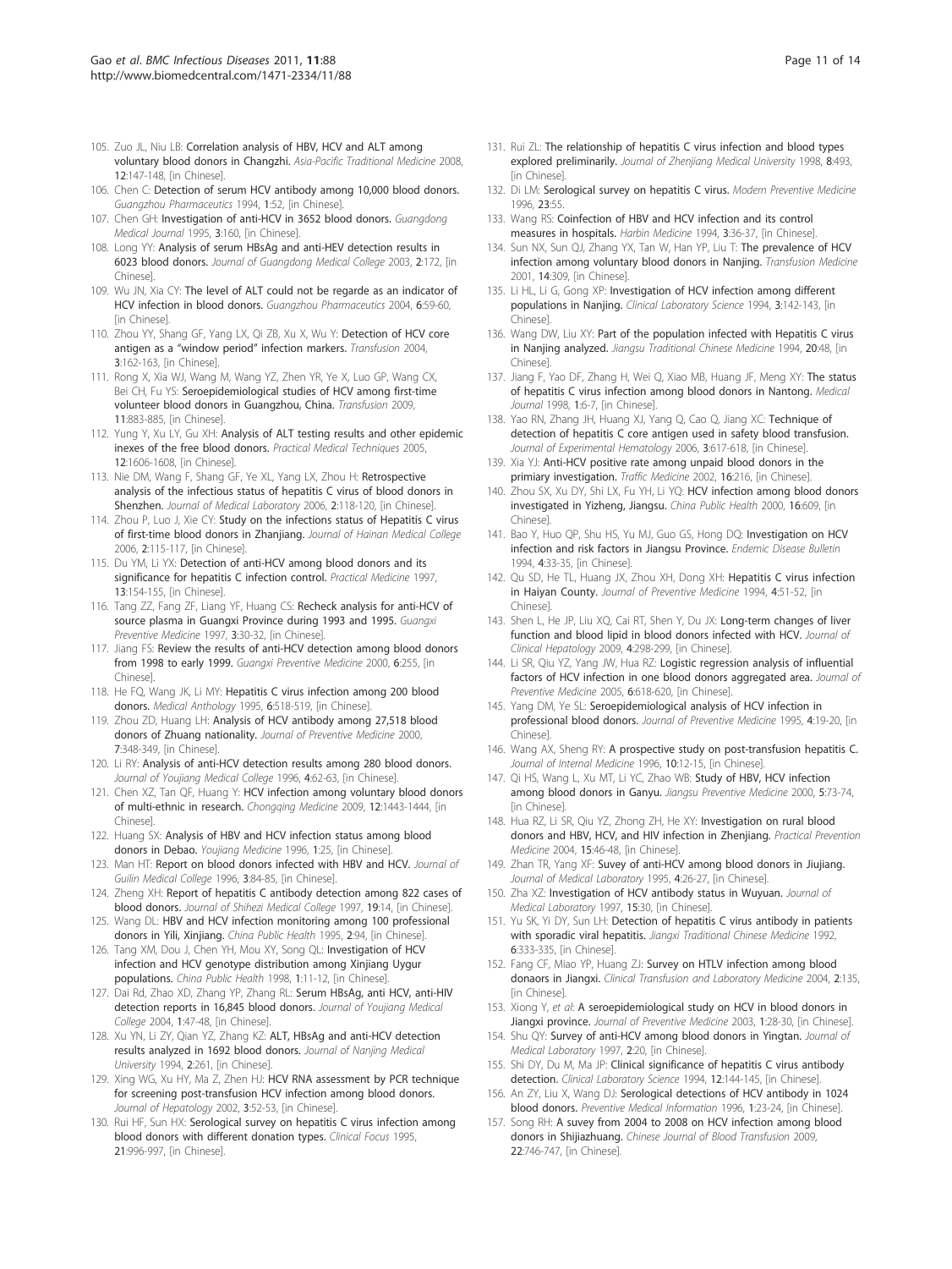105. Zuo JL, Niu LB: **Correlation analysis of HBV, HCV and ALT among voluntary blood donors in Changzhi.** *Asia-Pacific Traditional Medicine* 2008, **12**:147-148, [in Chinese].
106. Chen C: **Detection of serum HCV antibody among 10,000 blood donors.** *Guangzhou Pharmaceutics* 1994, **1**:52, [in Chinese].
107. Chen GH: **Investigation of anti-HCV in 3652 blood donors.** *Guangdong Medical Journal* 1995, **3**:160, [in Chinese].
108. Long YY: **Analysis of serum HBsAg and anti-HEV detection results in 6023 blood donors.** *Journal of Guangdong Medical College* 2003, **2**:172, [in Chinese].
109. Wu JN, Xia CY: **The level of ALT could not be regarde as an indicator of HCV infection in blood donors.** *Guangzhou Pharmaceutics* 2004, **6**:59-60, [in Chinese].
110. Zhou YY, Shang GF, Yang LX, Qi ZB, Xu X, Wu Y: **Detection of HCV core antigen as a "window period" infection markers.** *Transfusion* 2004, **3**:162-163, [in Chinese].
111. Rong X, Xia WJ, Wang M, Wang YZ, Zhen YR, Ye X, Luo GP, Wang CX, Bei CH, Fu YS: **Seroepidemiological studies of HCV among first-time volunteer blood donors in Guangzhou, China.** *Transfusion* 2009, **11**:883-885, [in Chinese].
112. Yung Y, Xu LY, Gu XH: **Analysis of ALT testing results and other epidemic inexes of the free blood donors.** *Practical Medical Techniques* 2005, **12**:1606-1608, [in Chinese].
113. Nie DM, Wang F, Shang GF, Ye XL, Yang LX, Zhou H: **Retrospective analysis of the infectious status of hepatitis C virus of blood donors in Shenzhen.** *Journal of Medical Laboratory* 2006, **2**:118-120, [in Chinese].
114. Zhou P, Luo J, Xie CY: **Study on the infections status of Hepatitis C virus of first-time blood donors in Zhanjiang.** *Journal of Hainan Medical College* 2006, **2**:115-117, [in Chinese].
115. Du YM, Li YX: **Detection of anti-HCV among blood donors and its significance for hepatitis C infection control.** *Practical Medicine* 1997, **13**:154-155, [in Chinese].
116. Tang ZZ, Fang ZF, Liang YF, Huang CS: **Recheck analysis for anti-HCV of source plasma in Guangxi Province during 1993 and 1995.** *Guangxi Preventive Medicine* 1997, **3**:30-32, [in Chinese].
117. Jiang FS: **Review the results of anti-HCV detection among blood donors from 1998 to early 1999.** *Guangxi Preventive Medicine* 2000, **6**:255, [in Chinese].
118. He FQ, Wang JK, Li MY: **Hepatitis C virus infection among 200 blood donors.** *Medical Anthology* 1995, **6**:518-519, [in Chinese].
119. Zhou ZD, Huang LH: **Analysis of HCV antibody among 27,518 blood donors of Zhuang nationality.** *Journal of Preventive Medicine* 2000, **7**:348-349, [in Chinese].
120. Li RY: **Analysis of anti-HCV detection results among 280 blood donors.** *Journal of Youjiang Medical College* 1996, **4**:62-63, [in Chinese].
121. Chen XZ, Tan QF, Huang Y: **HCV infection among voluntary blood donors of multi-ethnic in research.** *Chongqing Medicine* 2009, **12**:1443-1444, [in Chinese].
122. Huang SX: **Analysis of HBV and HCV infection status among blood donors in Debao.** *Youjiang Medicine* 1996, **1**:25, [in Chinese].
123. Man HT: **Report on blood donors infected with HBV and HCV.** *Journal of Guilin Medical College* 1996, **3**:84-85, [in Chinese].
124. Zheng XH: **Report of hepatitis C antibody detection among 822 cases of blood donors.** *Journal of Shihezi Medical College* 1997, **19**:14, [in Chinese].
125. Wang DL: **HBV and HCV infection monitoring among 100 professional donors in Yili, Xinjiang.** *China Public Health* 1995, **2**:94, [in Chinese].
126. Tang XM, Dou J, Chen YH, Mou XY, Song QL: **Investigation of HCV infection and HCV genotype distribution among Xinjiang Uygur populations.** *China Public Health* 1998, **1**:11-12, [in Chinese].
127. Dai Rd, Zhao XD, Zhang YP, Zhang RL: **Serum HBsAg, anti HCV, anti-HIV detection reports in 16,845 blood donors.** *Journal of Youjiang Medical College* 2004, **1**:47-48, [in Chinese].
128. Xu YN, Li ZY, Qian YZ, Zhang KZ: **ALT, HBsAg and anti-HCV detection results analyzed in 1692 blood donors.** *Journal of Nanjing Medical University* 1994, **2**:261, [in Chinese].
129. Xing WG, Xu HY, Ma Z, Zhen HJ: **HCV RNA assessment by PCR technique for screening post-transfusion HCV infection among blood donors.** *Journal of Hepatology* 2002, **3**:52-53, [in Chinese].
130. Rui HF, Sun HX: **Serological survey on hepatitis C virus infection among blood donors with different donation types.** *Clinical Focus* 1995, **21**:996-997, [in Chinese].
131. Rui ZL: **The relationship of hepatitis C virus infection and blood types explored preliminarily.** *Journal of Zhenjiang Medical University* 1998, **8**:493, [in Chinese].
132. Di LM: **Serological survey on hepatitis C virus.** *Modern Preventive Medicine* 1996, **23**:55.
133. Wang RS: **Coinfection of HBV and HCV infection and its control measures in hospitals.** *Harbin Medicine* 1994, **3**:36-37, [in Chinese].
134. Sun NX, Sun QJ, Zhang YX, Tan W, Han YP, Liu T: **The prevalence of HCV infection among voluntary blood donors in Nanjing.** *Transfusion Medicine* 2001, **14**:309, [in Chinese].
135. Li HL, Li G, Gong XP: **Investigation of HCV infection among different populations in Nanjing.** *Clinical Laboratory Science* 1994, **3**:142-143, [in Chinese].
136. Wang DW, Liu XY: **Part of the population infected with Hepatitis C virus in Nanjing analyzed.** *Jiangsu Traditional Chinese Medicine* 1994, **20**:48, [in Chinese].
137. Jiang F, Yao DF, Zhang H, Wei Q, Xiao MB, Huang JF, Meng XY: **The status of hepatitis C virus infection among blood donors in Nantong.** *Medical Journal* 1998, **1**:6-7, [in Chinese].
138. Yao RN, Zhang JH, Huang XJ, Yang Q, Cao Q, Jiang XC: **Technique of detection of hepatitis C core antigen used in safety blood transfusion.** *Journal of Experimental Hematology* 2006, **3**:617-618, [in Chinese].
139. Xia YJ: **Anti-HCV positive rate among unpaid blood donors in the primiary investigation.** *Traffic Medicine* 2002, **16**:216, [in Chinese].
140. Zhou SX, Xu DY, Shi LX, Fu YH, Li YQ: **HCV infection among blood donors investigated in Yizheng, Jiangsu.** *China Public Health* 2000, **16**:609, [in Chinese].
141. Bao Y, Huo QP, Shu HS, Yu MJ, Guo GS, Hong DQ: **Investigation on HCV infection and risk factors in Jiangsu Province.** *Endemic Disease Bulletin* 1994, **4**:33-35, [in Chinese].
142. Qu SD, He TL, Huang JX, Zhou XH, Dong XH: **Hepatitis C virus infection in Haiyan County.** *Journal of Preventive Medicine* 1994, **4**:51-52, [in Chinese].
143. Shen L, He JP, Liu XQ, Cai RT, Shen Y, Du JX: **Long-term changes of liver function and blood lipid in blood donors infected with HCV.** *Journal of Clinical Hepatology* 2009, **4**:298-299, [in Chinese].
144. Li SR, Qiu YZ, Yang JW, Hua RZ: **Logistic regression analysis of influential factors of HCV infection in one blood donors aggregated area.** *Journal of Preventive Medicine* 2005, **6**:618-620, [in Chinese].
145. Yang DM, Ye SL: **Seroepidemiological analysis of HCV infection in professional blood donors.** *Journal of Preventive Medicine* 1995, **4**:19-20, [in Chinese].
146. Wang AX, Sheng RY: **A prospective study on post-transfusion hepatitis C.** *Journal of Internal Medicine* 1996, **10**:12-15, [in Chinese].
147. Qi HS, Wang L, Xu MT, Li YC, Zhao WB: **Study of HBV, HCV infection among blood donors in Ganyu.** *Jiangsu Preventive Medicine* 2000, **5**:73-74, [in Chinese].
148. Hua RZ, Li SR, Qiu YZ, Zhong ZH, He XY: **Investigation on rural blood donors and HBV, HCV, and HIV infection in Zhenjiang.** *Practical Prevention Medicine* 2004, **15**:46-48, [in Chinese].
149. Zhan TR, Yang XF: **Suvey of anti-HCV among blood donors in Jiujiang.** *Journal of Medical Laboratory* 1995, **4**:26-27, [in Chinese].
150. Zha XZ: **Investigation of HCV antibody status in Wuyuan.** *Journal of Medical Laboratory* 1997, **15**:30, [in Chinese].
151. Yu SK, Yi DY, Sun LH: **Detection of hepatitis C virus antibody in patients with sporadic viral hepatitis.** *Jiangxi Traditional Chinese Medicine* 1992, **6**:333-335, [in Chinese].
152. Fang CF, Miao YP, Huang ZJ: **Survey on HTLV infection among blood donaors in Jiangxi.** *Clinical Transfusion and Laboratory Medicine* 2004, **2**:135, [in Chinese].
153. Xiong Y, *et al*: **A seroepidemiological study on HCV in blood donors in Jiangxi province.** *Journal of Preventive Medicine* 2003, **1**:28-30, [in Chinese].
154. Shu QY: **Survey of anti-HCV among blood donors in Yingtan.** *Journal of Medical Laboratory* 1997, **2**:20, [in Chinese].
155. Shi DY, Du M, Ma JP: **Clinical significance of hepatitis C virus antibody detection.** *Clinical Laboratory Science* 1994, **12**:144-145, [in Chinese].
156. An ZY, Liu X, Wang DJ: **Serological detections of HCV antibody in 1024 blood donors.** *Preventive Medical Information* 1996, **1**:23-24, [in Chinese].
157. Song RH: **A suvey from 2004 to 2008 on HCV infection among blood donors in Shijiazhuang.** *Chinese Journal of Blood Transfusion* 2009, **22**:746-747, [in Chinese].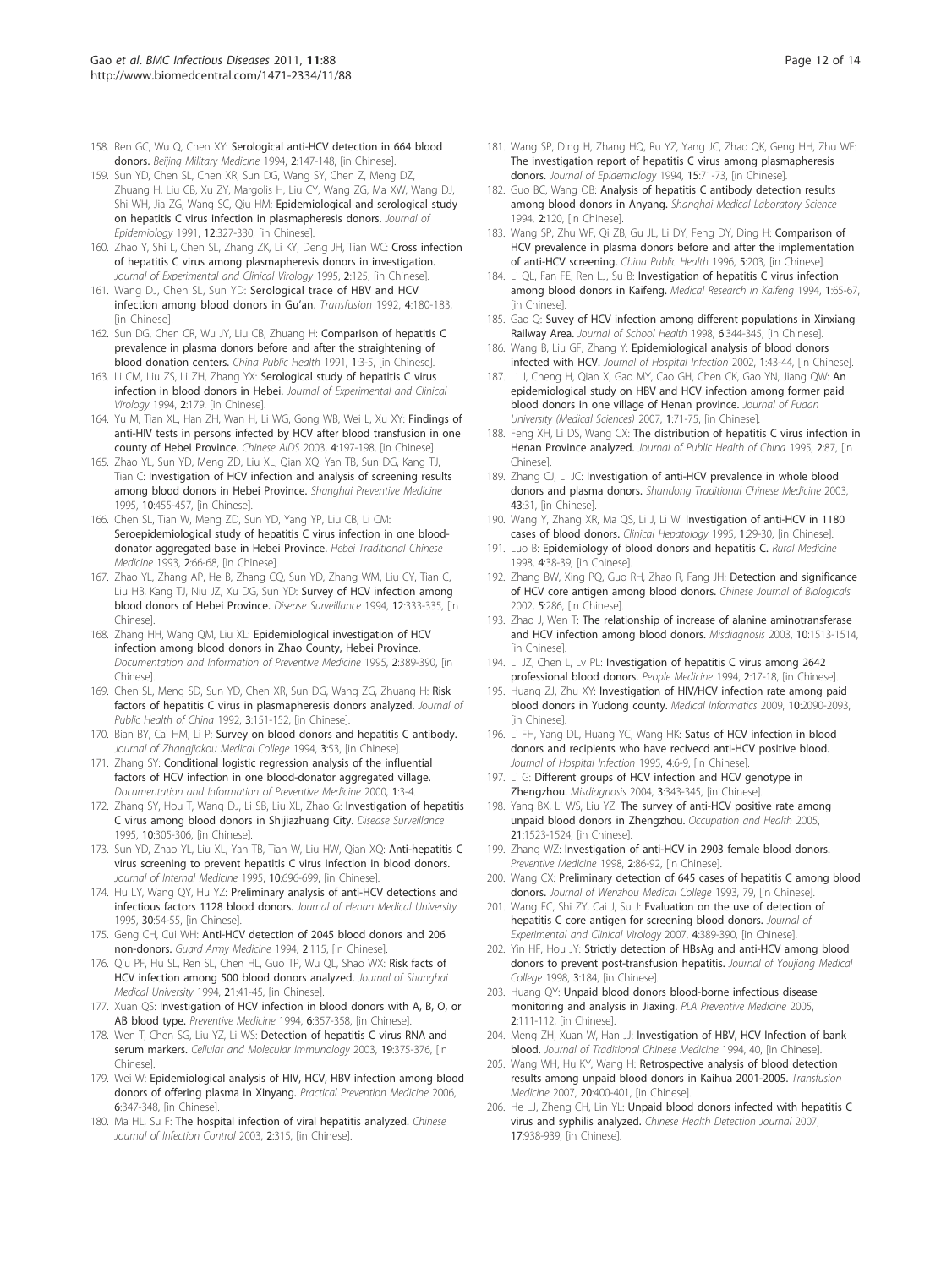158. Ren GC, Wu Q, Chen XY: **Serological anti-HCV detection in 664 blood donors.** *Beijing Military Medicine* 1994, **2**:147-148, [in Chinese].

159. Sun YD, Chen SL, Chen XR, Sun DG, Wang SY, Chen Z, Meng DZ, Zhuang H, Liu CB, Xu ZY, Margolis H, Liu CY, Wang ZG, Ma XW, Wang DJ, Shi WH, Jia ZG, Wang SC, Qiu HM: **Epidemiological and serological study on hepatitis C virus infection in plasmapheresis donors.** *Journal of Epidemiology* 1991, **12**:327-330, [in Chinese].

160. Zhao Y, Shi L, Chen SL, Zhang ZK, Li KY, Deng JH, Tian WC: **Cross infection of hepatitis C virus among plasmapheresis donors in investigation.** *Journal of Experimental and Clinical Virology* 1995, **2**:125, [in Chinese].

161. Wang DJ, Chen SL, Sun YD: **Serological trace of HBV and HCV infection among blood donors in Gu'an.** *Transfusion* 1992, **4**:180-183, [in Chinese].

162. Sun DG, Chen CR, Wu JY, Liu CB, Zhuang H: **Comparison of hepatitis C prevalence in plasma donors before and after the straightening of blood donation centers.** *China Public Health* 1991, **1**:3-5, [in Chinese].

163. Li CM, Liu ZS, Li ZH, Zhang YX: **Serological study of hepatitis C virus infection in blood donors in Hebei.** *Journal of Experimental and Clinical Virology* 1994, **2**:179, [in Chinese].

164. Yu M, Tian XL, Han ZH, Wan H, Li WG, Gong WB, Wei L, Xu XY: **Findings of anti-HIV tests in persons infected by HCV after blood transfusion in one county of Hebei Province.** *Chinese AIDS* 2003, **4**:197-198, [in Chinese].

165. Zhao YL, Sun YD, Meng ZD, Liu XL, Qian XQ, Yan TB, Sun DG, Kang TJ, Tian C: **Investigation of HCV infection and analysis of screening results among blood donors in Hebei Province.** *Shanghai Preventive Medicine* 1995, **10**:455-457, [in Chinese].

166. Chen SL, Tian W, Meng ZD, Sun YD, Yang YP, Liu CB, Li CM: **Seroepidemiological study of hepatitis C virus infection in one blood-donator aggregated base in Hebei Province.** *Hebei Traditional Chinese Medicine* 1993, **2**:66-68, [in Chinese].

167. Zhao YL, Zhang AP, He B, Zhang CQ, Sun YD, Zhang WM, Liu CY, Tian C, Liu HB, Kang TJ, Niu JZ, Xu DG, Sun YD: **Survey of HCV infection among blood donors of Hebei Province.** *Disease Surveillance* 1994, **12**:333-335, [in Chinese].

168. Zhang HH, Wang QM, Liu XL: **Epidemiological investigation of HCV infection among blood donors in Zhao County, Hebei Province.** *Documentation and Information of Preventive Medicine* 1995, **2**:389-390, [in Chinese].

169. Chen SL, Meng SD, Sun YD, Chen XR, Sun DG, Wang ZG, Zhuang H: **Risk factors of hepatitis C virus in plasmapheresis donors analyzed.** *Journal of Public Health of China* 1992, **3**:151-152, [in Chinese].

170. Bian BY, Cai HM, Li P: **Survey on blood donors and hepatitis C antibody.** *Journal of Zhangjiakou Medical College* 1994, **3**:53, [in Chinese].

171. Zhang SY: **Conditional logistic regression analysis of the influential factors of HCV infection in one blood-donator aggregated village.** *Documentation and Information of Preventive Medicine* 2000, **1**:3-4.

172. Zhang SY, Hou T, Wang DJ, Li SB, Liu XL, Zhao G: **Investigation of hepatitis C virus among blood donors in Shijiazhuang City.** *Disease Surveillance* 1995, **10**:305-306, [in Chinese].

173. Sun YD, Zhao YL, Liu XL, Yan TB, Tian W, Liu HW, Qian XQ: **Anti-hepatitis C virus screening to prevent hepatitis C virus infection in blood donors.** *Journal of Internal Medicine* 1995, **10**:696-699, [in Chinese].

174. Hu LY, Wang QY, Hu YZ: **Preliminary analysis of anti-HCV detections and infectious factors 1128 blood donors.** *Journal of Henan Medical University* 1995, **30**:54-55, [in Chinese].

175. Geng CH, Cui WH: **Anti-HCV detection of 2045 blood donors and 206 non-donors.** *Guard Army Medicine* 1994, **2**:115, [in Chinese].

176. Qiu PF, Hu SL, Ren SL, Chen HL, Guo TP, Wu QL, Shao WX: **Risk facts of HCV infection among 500 blood donors analyzed.** *Journal of Shanghai Medical University* 1994, **21**:41-45, [in Chinese].

177. Xuan QS: **Investigation of HCV infection in blood donors with A, B, O, or AB blood type.** *Preventive Medicine* 1994, **6**:357-358, [in Chinese].

178. Wen T, Chen SG, Liu YZ, Li WS: **Detection of hepatitis C virus RNA and serum markers.** *Cellular and Molecular Immunology* 2003, **19**:375-376, [in Chinese].

179. Wei W: **Epidemiological analysis of HIV, HCV, HBV infection among blood donors of offering plasma in Xinyang.** *Practical Prevention Medicine* 2006, **6**:347-348, [in Chinese].

180. Ma HL, Su F: **The hospital infection of viral hepatitis analyzed.** *Chinese Journal of Infection Control* 2003, **2**:315, [in Chinese].

181. Wang SP, Ding H, Zhang HQ, Ru YZ, Yang JC, Zhao QK, Geng HH, Zhu WF: **The investigation report of hepatitis C virus among plasmapheresis donors.** *Journal of Epidemiology* 1994, **15**:71-73, [in Chinese].

182. Guo BC, Wang QB: **Analysis of hepatitis C antibody detection results among blood donors in Anyang.** *Shanghai Medical Laboratory Science* 1994, **2**:120, [in Chinese].

183. Wang SP, Zhu WF, Qi ZB, Gu JL, Li DY, Feng DY, Ding H: **Comparison of HCV prevalence in plasma donors before and after the implementation of anti-HCV screening.** *China Public Health* 1996, **5**:203, [in Chinese].

184. Li QL, Fan FE, Ren LJ, Su B: **Investigation of hepatitis C virus infection among blood donors in Kaifeng.** *Medical Research in Kaifeng* 1994, **1**:65-67, [in Chinese].

185. Gao Q: **Suvey of HCV infection among different populations in Xinxiang Railway Area.** *Journal of School Health* 1998, **6**:344-345, [in Chinese].

186. Wang B, Liu GF, Zhang Y: **Epidemiological analysis of blood donors infected with HCV.** *Journal of Hospital Infection* 2002, **1**:43-44, [in Chinese].

187. Li J, Cheng H, Qian X, Gao MY, Cao GH, Chen CK, Gao YN, Jiang QW: **An epidemiological study on HBV and HCV infection among former paid blood donors in one village of Henan province.** *Journal of Fudan University (Medical Sciences)* 2007, **1**:71-75, [in Chinese].

188. Feng XH, Li DS, Wang CX: **The distribution of hepatitis C virus infection in Henan Province analyzed.** *Journal of Public Health of China* 1995, **2**:87, [in Chinese].

189. Zhang CJ, Li JC: **Investigation of anti-HCV prevalence in whole blood donors and plasma donors.** *Shandong Traditional Chinese Medicine* 2003, **43**:31, [in Chinese].

190. Wang Y, Zhang XR, Ma QS, Li J, Li W: **Investigation of anti-HCV in 1180 cases of blood donors.** *Clinical Hepatology* 1995, **1**:29-30, [in Chinese].

191. Luo B: **Epidemiology of blood donors and hepatitis C.** *Rural Medicine* 1998, **4**:38-39, [in Chinese].

192. Zhang BW, Xing PQ, Guo RH, Zhao R, Fang JH: **Detection and significance of HCV core antigen among blood donors.** *Chinese Journal of Biologicals* 2002, **5**:286, [in Chinese].

193. Zhao J, Wen T: **The relationship of increase of alanine aminotransferase and HCV infection among blood donors.** *Misdiagnosis* 2003, **10**:1513-1514, [in Chinese].

194. Li JZ, Chen L, Lv PL: **Investigation of hepatitis C virus among 2642 professional blood donors.** *People Medicine* 1994, **2**:17-18, [in Chinese].

195. Huang ZJ, Zhu XY: **Investigation of HIV/HCV infection rate among paid blood donors in Yudong county.** *Medical Informatics* 2009, **10**:2090-2093, [in Chinese].

196. Li FH, Yang DL, Huang YC, Wang HK: **Satus of HCV infection in blood donors and recipients who have recivecd anti-HCV positive blood.** *Journal of Hospital Infection* 1995, **4**:6-9, [in Chinese].

197. Li G: **Different groups of HCV infection and HCV genotype in Zhengzhou.** *Misdiagnosis* 2004, **3**:343-345, [in Chinese].

198. Yang BX, Li WS, Liu YZ: **The survey of anti-HCV positive rate among unpaid blood donors in Zhengzhou.** *Occupation and Health* 2005, **21**:1523-1524, [in Chinese].

199. Zhang WZ: **Investigation of anti-HCV in 2903 female blood donors.** *Preventive Medicine* 1998, **2**:86-92, [in Chinese].

200. Wang CX: **Preliminary detection of 645 cases of hepatitis C among blood donors.** *Journal of Wenzhou Medical College* 1993, 79, [in Chinese].

201. Wang FC, Shi ZY, Cai J, Su J: **Evaluation on the use of detection of hepatitis C core antigen for screening blood donors.** *Journal of Experimental and Clinical Virology* 2007, **4**:389-390, [in Chinese].

202. Yin HF, Hou JY: **Strictly detection of HBsAg and anti-HCV among blood donors to prevent post-transfusion hepatitis.** *Journal of Youjiang Medical College* 1998, **3**:184, [in Chinese].

203. Huang QY: **Unpaid blood donors blood-borne infectious disease monitoring and analysis in Jiaxing.** *PLA Preventive Medicine* 2005, **2**:111-112, [in Chinese].

204. Meng ZH, Xuan W, Han JJ: **Investigation of HBV, HCV Infection of bank blood.** *Journal of Traditional Chinese Medicine* 1994, 40, [in Chinese].

205. Wang WH, Hu KY, Wang H: **Retrospective analysis of blood detection results among unpaid blood donors in Kaihua 2001-2005.** *Transfusion Medicine* 2007, **20**:400-401, [in Chinese].

206. He LJ, Zheng CH, Lin YL: **Unpaid blood donors infected with hepatitis C virus and syphilis analyzed.** *Chinese Health Detection Journal* 2007, **17**:938-939, [in Chinese].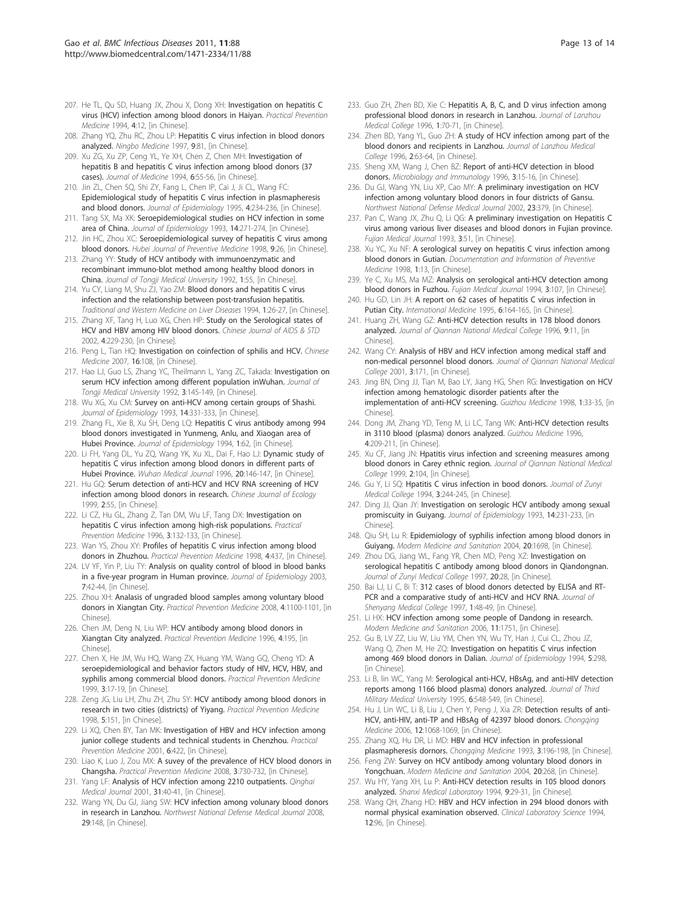207. He TL, Qu SD, Huang JX, Zhou X, Dong XH: **Investigation on hepatitis C virus (HCV) infection among blood donors in Haiyan.** *Practical Prevention Medicine* 1994, **4**:12, [in Chinese].
208. Zhang YQ, Zhu RC, Zhou LP: **Hepatitis C virus infection in blood donors analyzed.** *Ningbo Medicine* 1997, **9**:81, [in Chinese].
209. Xu ZG, Xu ZP, Ceng YL, Ye XH, Chen Z, Chen MH: **Investigation of hepatitis B and hepatitis C virus infection among blood donors (37 cases).** *Journal of Medicine* 1994, **6**:55-56, [in Chinese].
210. Jin ZL, Chen SQ, Shi ZY, Fang L, Chen IP, Cai J, Ji CL, Wang FC: **Epidemiological study of hepatitis C virus infection in plasmapheresis and blood donors.** *Journal of Epidemiology* 1995, **4**:234-236, [in Chinese].
211. Tang SX, Ma XK: **Seroepidemiological studies on HCV infection in some area of China.** *Journal of Epidemiology* 1993, **14**:271-274, [in Chinese].
212. Jin HC, Zhou XC: **Seroepidemiological survey of hepatitis C virus among blood donors.** *Hubei Journal of Preventive Medicine* 1998, **9**:26, [in Chinese].
213. Zhang YY: **Study of HCV antibody with immunoenzymatic and recombinant immuno-blot method among healthy blood donors in China.** *Journal of Tongji Medical University* 1992, **1**:55, [in Chinese].
214. Yu CY, Liang M, Shu ZJ, Yao ZM: **Blood donors and hepatitis C virus infection and the relationship between post-transfusion hepatitis.** *Traditional and Western Medicine on Liver Diseases* 1994, **1**:26-27, [in Chinese].
215. Zhang XF, Tang H, Luo XG, Chen HP: **Study on the Serological states of HCV and HBV among HIV blood donors.** *Chinese Journal of AIDS & STD* 2002, **4**:229-230, [in Chinese].
216. Peng L, Tian HQ: **Investigation on coinfection of sphilis and HCV.** *Chinese Medicine* 2007, **16**:108, [in Chinese].
217. Hao LJ, Guo LS, Zhang YC, Theilmann L, Yang ZC, Takada: **Investigation on serum HCV infection among different population inWuhan.** *Journal of Tongji Medical University* 1992, **3**:145-149, [in Chinese].
218. Wu XG, Xu CM: **Survey on anti-HCV among certain groups of Shashi.** *Journal of Epidemiology* 1993, **14**:331-333, [in Chinese].
219. Zhang FL, Xie B, Xu SH, Deng LQ: **Hepatitis C virus antibody among 994 blood donors investigated in Yunmeng, Anlu, and Xiaogan area of Hubei Province.** *Journal of Epidemiology* 1994, **1**:62, [in Chinese].
220. Li FH, Yang DL, Yu ZQ, Wang YK, Xu XL, Dai F, Hao LJ: **Dynamic study of hepatitis C virus infection among blood donors in different parts of Hubei Province.** *Wuhan Medical Journal* 1996, **20**:146-147, [in Chinese].
221. Hu GQ: **Serum detection of anti-HCV and HCV RNA screening of HCV infection among blood donors in research.** *Chinese Journal of Ecology* 1999, **2**:55, [in Chinese].
222. Li CZ, Hu GL, Zhang Z, Tan DM, Wu LF, Tang DX: **Investigation on hepatitis C virus infection among high-risk populations.** *Practical Prevention Medicine* 1996, **3**:132-133, [in Chinese].
223. Wan YS, Zhou XY: **Profiles of hepatitis C virus infection among blood donors in Zhuzhou.** *Practical Prevention Medicine* 1998, **4**:437, [in Chinese].
224. LV YF, Yin P, Liu TY: **Analysis on quality control of blood in blood banks in a five-year program in Human province.** *Journal of Epidemiology* 2003, **7**:42-44, [in Chinese].
225. Zhou XH: **Analasis of ungraded blood samples among voluntary blood donors in Xiangtan City.** *Practical Prevention Medicine* 2008, **4**:1100-1101, [in Chinese].
226. Chen JM, Deng N, Liu WP: **HCV antibody among blood donors in Xiangtan City analyzed.** *Practical Prevention Medicine* 1996, **4**:195, [in Chinese].
227. Chen X, He JM, Wu HQ, Wang ZX, Huang YM, Wang GQ, Cheng YD: **A seroepidemiological and behavior factors study of HIV, HCV, HBV, and syphilis among commercial blood donors.** *Practical Prevention Medicine* 1999, **3**:17-19, [in Chinese].
228. Zeng JG, Liu LH, Zhu ZH, Zhu SY: **HCV antibody among blood donors in research in two cities (districts) of Yiyang.** *Practical Prevention Medicine* 1998, **5**:151, [in Chinese].
229. Li XQ, Chen BY, Tan MK: **Investigation of HBV and HCV infection among junior college students and technical students in Chenzhou.** *Practical Prevention Medicine* 2001, **6**:422, [in Chinese].
230. Liao K, Luo J, Zou MX: **A suvey of the prevalence of HCV blood donors in Changsha.** *Practical Prevention Medicine* 2008, **3**:730-732, [in Chinese].
231. Yang LF: **Analysis of HCV infection among 2210 outpatients.** *Qinghai Medical Journal* 2001, **31**:40-41, [in Chinese].
232. Wang YN, Du GJ, Jiang SW: **HCV infection among volunary blood donors in research in Lanzhou.** *Northwest National Defense Medical Journal* 2008, **29**:148, [in Chinese].
233. Guo ZH, Zhen BD, Xie C: **Hepatitis A, B, C, and D virus infection among professional blood donors in research in Lanzhou.** *Journal of Lanzhou Medical College* 1996, **1**:70-71, [in Chinese].
234. Zhen BD, Yang YL, Guo ZH: **A study of HCV infection among part of the blood donors and recipients in Lanzhou.** *Journal of Lanzhou Medical College* 1996, **2**:63-64, [in Chinese].
235. Sheng XM, Wang J, Chen BZ: **Report of anti-HCV detection in blood donors.** *Microbiology and Immunology* 1996, **3**:15-16, [in Chinese].
236. Du GJ, Wang YN, Liu XP, Cao MY: **A preliminary investigation on HCV infection among voluntary blood donors in four districts of Gansu.** *Northwest National Defense Medical Journal* 2002, **23**:379, [in Chinese].
237. Pan C, Wang JX, Zhu Q, Li QG: **A preliminary investigation on Hepatitis C virus among various liver diseases and blood donors in Fujian province.** *Fujian Medical Journal* 1993, **3**:51, [in Chinese].
238. Xu YC, Xu NF: **A serological survey on hepatitis C virus infection among blood donors in Gutian.** *Documentation and Information of Preventive Medicine* 1998, **1**:13, [in Chinese].
239. Ye C, Xu MS, Ma MZ: **Analysis on serological anti-HCV detection among blood donors in Fuzhou.** *Fujian Medical Journal* 1994, **3**:107, [in Chinese].
240. Hu GD, Lin JH: **A report on 62 cases of hepatitis C virus infection in Putian City.** *International Medicine* 1995, **6**:164-165, [in Chinese].
241. Huang ZH, Wang GZ: **Anti-HCV detection results in 178 blood donors analyzed.** *Journal of Qiannan National Medical College* 1996, **9**:11, [in Chinese].
242. Wang CY: **Analysis of HBV and HCV infection among medical staff and non-medical personnel blood donors.** *Journal of Qiannan National Medical College* 2001, **3**:171, [in Chinese].
243. Jing BN, Ding JJ, Tian M, Bao LY, Jiang HG, Shen RG: **Investigation on HCV infection among hematologic disorder patients after the implementation of anti-HCV screening.** *Guizhou Medicine* 1998, **1**:33-35, [in Chinese].
244. Dong JM, Zhang YD, Teng M, Li LC, Tang WK: **Anti-HCV detection results in 3110 blood (plasma) donors analyzed.** *Guizhou Medicine* 1996, **4**:209-211, [in Chinese].
245. Xu CF, Jiang JN: **Hpatitis virus infection and screening measures among blood donors in Carey ethnic region.** *Journal of Qiannan National Medical College* 1999, **2**:104, [in Chinese].
246. Gu Y, Li SQ: **Hpatitis C virus infection in bood donors.** *Journal of Zunyi Medical College* 1994, **3**:244-245, [in Chinese].
247. Ding JJ, Qian JY: **Investigation on serologic HCV antibody among sexual promiscuity in Guiyang.** *Journal of Epidemiology* 1993, **14**:231-233, [in Chinese].
248. Qiu SH, Lu R: **Epidemiology of syphilis infection among blood donors in Guiyang.** *Modern Medicine and Sanitation* 2004, **20**:1698, [in Chinese].
249. Zhou DG, Jiang WL, Fang YR, Chen MD, Peng XZ: **Investigation on serological hepatitis C antibody among blood donors in Qiandongnan.** *Journal of Zunyi Medical College* 1997, **20**:28, [in Chinese].
250. Bai LJ, Li C, Bi T: **312 cases of blood donors detected by ELISA and RT-PCR and a comparative study of anti-HCV and HCV RNA.** *Journal of Shenyang Medical College* 1997, **1**:48-49, [in Chinese].
251. Li HX: **HCV infection among some people of Dandong in research.** *Modern Medicine and Sanitation* 2006, **11**:1751, [in Chinese].
252. Gu B, LV ZZ, Liu W, Liu YM, Chen YN, Wu TY, Han J, Cui CL, Zhou JZ, Wang Q, Zhen M, He ZQ: **Investigation on hepatitis C virus infection among 469 blood donors in Dalian.** *Journal of Epidemiology* 1994, **5**:298, [in Chinese].
253. Li B, lin WC, Yang M: **Serological anti-HCV, HBsAg, and anti-HIV detection reports among 1166 blood plasma) donors analyzed.** *Journal of Third Military Medical University* 1995, **6**:548-549, [in Chinese].
254. Hu J, Lin WC, Li B, Liu J, Chen Y, Peng J, Xia ZR: **Detection results of anti-HCV, anti-HIV, anti-TP and HBsAg of 42397 blood donors.** *Chongqing Medicine* 2006, **12**:1068-1069, [in Chinese].
255. Zhang XQ, Hu DR, Li MD: **HBV and HCV infection in professional plasmapheresis dornors.** *Chongqing Medicine* 1993, **3**:196-198, [in Chinese].
256. Feng ZW: **Survey on HCV antibody among voluntary blood donors in Yongchuan.** *Modern Medicine and Sanitation* 2004, **20**:268, [in Chinese].
257. Wu HY, Yang XH, Lu P: **Anti-HCV detection results in 105 blood donors analyzed.** *Shanxi Medical Laboratory* 1994, **9**:29-31, [in Chinese].
258. Wang QH, Zhang HD: **HBV and HCV infection in 294 blood donors with normal physical examination observed.** *Clinical Laboratory Science* 1994, **12**:96, [in Chinese].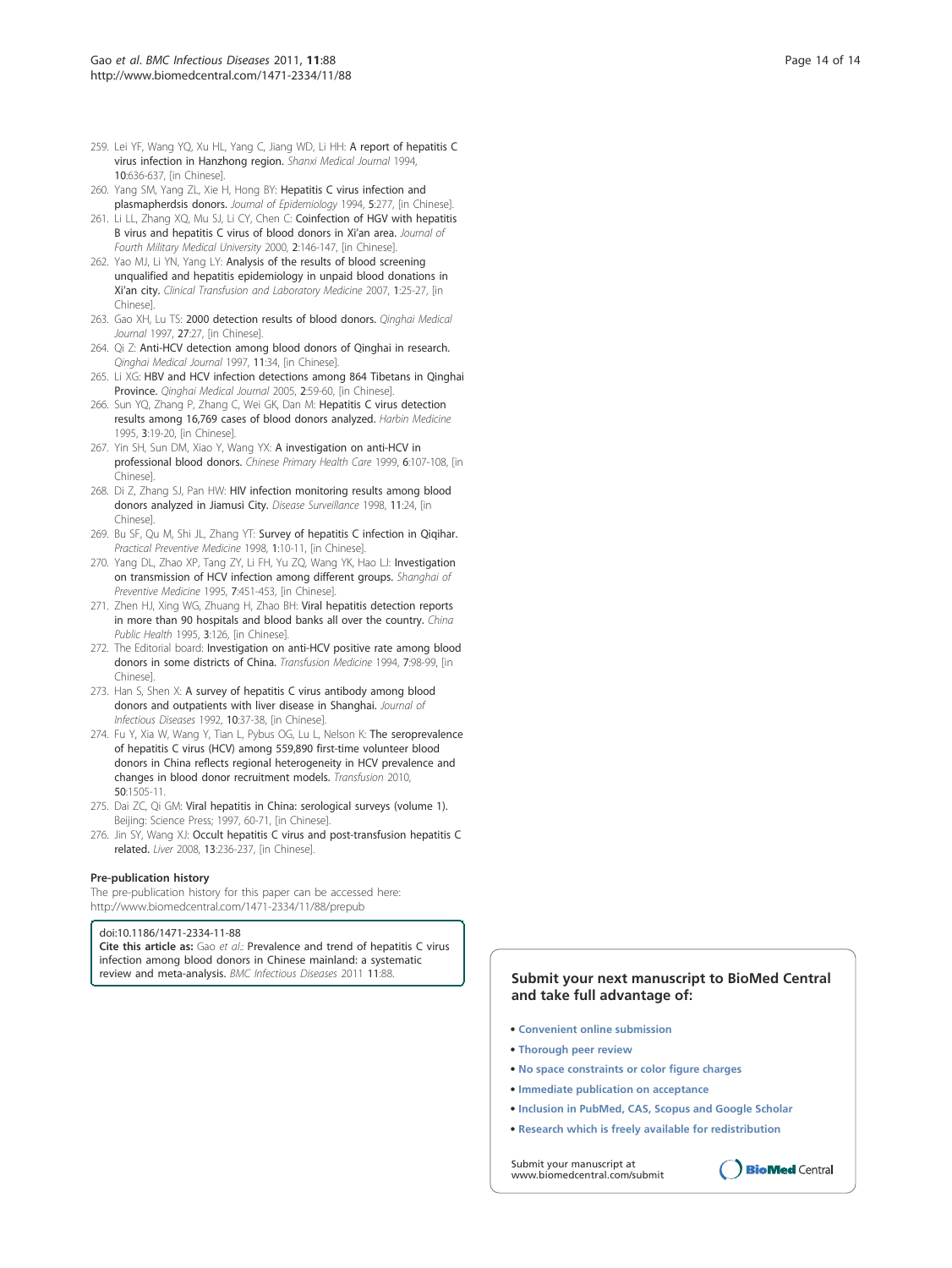259. Lei YF, Wang YQ, Xu HL, Yang C, Jiang WD, Li HH: **A report of hepatitis C virus infection in Hanzhong region.** *Shanxi Medical Journal* 1994, **10**:636-637, [in Chinese].
260. Yang SM, Yang ZL, Xie H, Hong BY: **Hepatitis C virus infection and plasmapherdsis donors.** *Journal of Epidemiology* 1994, **5**:277, [in Chinese].
261. Li LL, Zhang XQ, Mu SJ, Li CY, Chen C: **Coinfection of HGV with hepatitis B virus and hepatitis C virus of blood donors in Xi'an area.** *Journal of Fourth Military Medical University* 2000, **2**:146-147, [in Chinese].
262. Yao MJ, Li YN, Yang LY: **Analysis of the results of blood screening unqualified and hepatitis epidemiology in unpaid blood donations in Xi'an city.** *Clinical Transfusion and Laboratory Medicine* 2007, **1**:25-27, [in Chinese].
263. Gao XH, Lu TS: **2000 detection results of blood donors.** *Qinghai Medical Journal* 1997, **27**:27, [in Chinese].
264. Qi Z: **Anti-HCV detection among blood donors of Qinghai in research.** *Qinghai Medical Journal* 1997, **11**:34, [in Chinese].
265. Li XG: **HBV and HCV infection detections among 864 Tibetans in Qinghai Province.** *Qinghai Medical Journal* 2005, **2**:59-60, [in Chinese].
266. Sun YQ, Zhang P, Zhang C, Wei GK, Dan M: **Hepatitis C virus detection results among 16,769 cases of blood donors analyzed.** *Harbin Medicine* 1995, **3**:19-20, [in Chinese].
267. Yin SH, Sun DM, Xiao Y, Wang YX: **A investigation on anti-HCV in professional blood donors.** *Chinese Primary Health Care* 1999, **6**:107-108, [in Chinese].
268. Di Z, Zhang SJ, Pan HW: **HIV infection monitoring results among blood donors analyzed in Jiamusi City.** *Disease Surveillance* 1998, **11**:24, [in Chinese].
269. Bu SF, Qu M, Shi JL, Zhang YT: **Survey of hepatitis C infection in Qiqihar.** *Practical Preventive Medicine* 1998, **1**:10-11, [in Chinese].
270. Yang DL, Zhao XP, Tang ZY, Li FH, Yu ZQ, Wang YK, Hao LJ: **Investigation on transmission of HCV infection among different groups.** *Shanghai of Preventive Medicine* 1995, **7**:451-453, [in Chinese].
271. Zhen HJ, Xing WG, Zhuang H, Zhao BH: **Viral hepatitis detection reports in more than 90 hospitals and blood banks all over the country.** *China Public Health* 1995, **3**:126, [in Chinese].
272. The Editorial board: **Investigation on anti-HCV positive rate among blood donors in some districts of China.** *Transfusion Medicine* 1994, **7**:98-99, [in Chinese].
273. Han S, Shen X: **A survey of hepatitis C virus antibody among blood donors and outpatients with liver disease in Shanghai.** *Journal of Infectious Diseases* 1992, **10**:37-38, [in Chinese].
274. Fu Y, Xia W, Wang Y, Tian L, Pybus OG, Lu L, Nelson K: **The seroprevalence of hepatitis C virus (HCV) among 559,890 first-time volunteer blood donors in China reflects regional heterogeneity in HCV prevalence and changes in blood donor recruitment models.** *Transfusion* 2010, **50**:1505-11.
275. Dai ZC, Qi GM: **Viral hepatitis in China: serological surveys (volume 1).** Beijing: Science Press; 1997, 60-71, [in Chinese].
276. Jin SY, Wang XJ: **Occult hepatitis C virus and post-transfusion hepatitis C related.** *Liver* 2008, **13**:236-237, [in Chinese].

### Pre-publication history

The pre-publication history for this paper can be accessed here:
http://www.biomedcentral.com/1471-2334/11/88/prepub

doi:10.1186/1471-2334-11-88

**Cite this article as:** Gao *et al.*: Prevalence and trend of hepatitis C virus infection among blood donors in Chinese mainland: a systematic review and meta-analysis. *BMC Infectious Diseases* 2011 **11**:88.

**Submit your next manuscript to BioMed Central and take full advantage of:**

- Convenient online submission
- Thorough peer review
- No space constraints or color figure charges
- Immediate publication on acceptance
- Inclusion in PubMed, CAS, Scopus and Google Scholar
- Research which is freely available for redistribution

Submit your manuscript at
www.biomedcentral.com/submit

BioMed Central